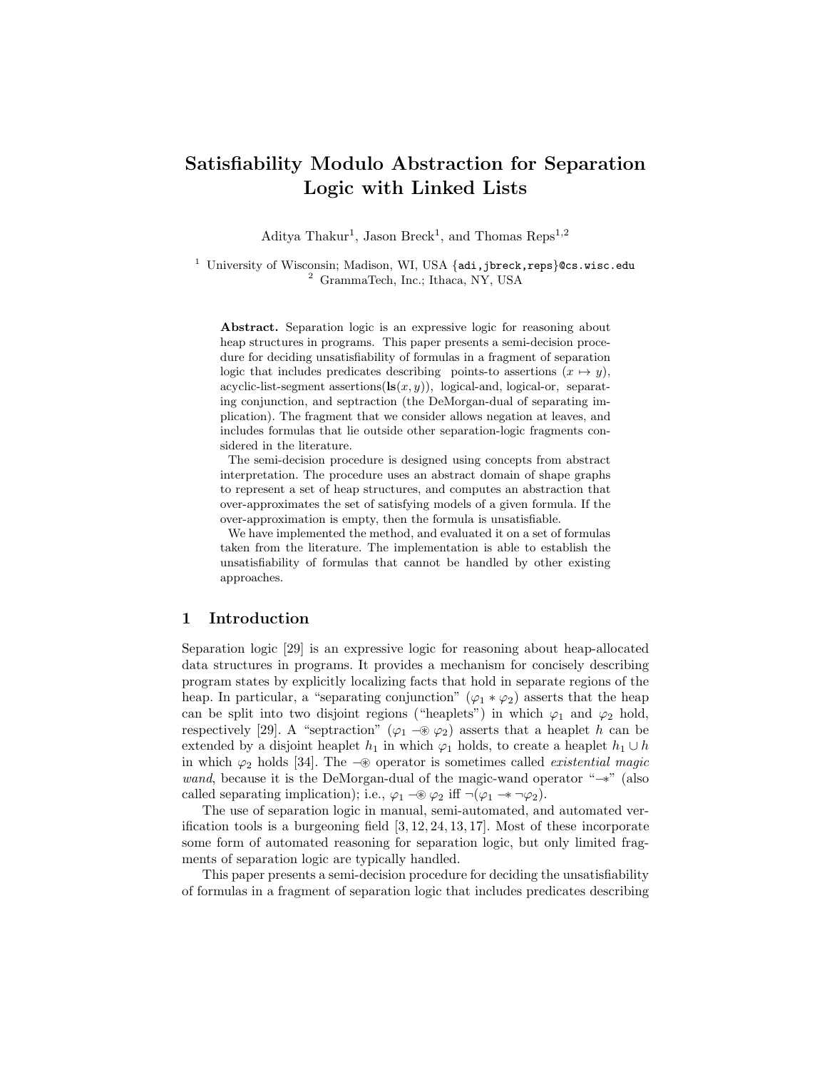# Satisfiability Modulo Abstraction for Separation Logic with Linked Lists

Aditya Thakur[1], Jason Breck[1], and Thomas Reps[1,2]

[1] University of Wisconsin; Madison, WI, USA {adi,jbreck,reps}@cs.wisc.edu
[2] GrammaTech, Inc.; Ithaca, NY, USA

**Abstract.** Separation logic is an expressive logic for reasoning about heap structures in programs. This paper presents a semi-decision procedure for deciding unsatisfiability of formulas in a fragment of separation logic that includes predicates describing points-to assertions ($x \mapsto y$), acyclic-list-segment assertions($\mathbf{ls}(x, y)$), logical-and, logical-or, separating conjunction, and septraction (the DeMorgan-dual of separating implication). The fragment that we consider allows negation at leaves, and includes formulas that lie outside other separation-logic fragments considered in the literature.

The semi-decision procedure is designed using concepts from abstract interpretation. The procedure uses an abstract domain of shape graphs to represent a set of heap structures, and computes an abstraction that over-approximates the set of satisfying models of a given formula. If the over-approximation is empty, then the formula is unsatisfiable.

We have implemented the method, and evaluated it on a set of formulas taken from the literature. The implementation is able to establish the unsatisfiability of formulas that cannot be handled by other existing approaches.

## 1 Introduction

Separation logic [29] is an expressive logic for reasoning about heap-allocated data structures in programs. It provides a mechanism for concisely describing program states by explicitly localizing facts that hold in separate regions of the heap. In particular, a "separating conjunction" ($\varphi_1 * \varphi_2$) asserts that the heap can be split into two disjoint regions ("heaplets") in which $\varphi_1$ and $\varphi_2$ hold, respectively [29]. A "septraction" ($\varphi_1 -\!\circledast\, \varphi_2$) asserts that a heaplet $h$ can be extended by a disjoint heaplet $h_1$ in which $\varphi_1$ holds, to create a heaplet $h_1 \cup h$ in which $\varphi_2$ holds [34]. The $-\!\circledast$ operator is sometimes called *existential magic wand*, because it is the DeMorgan-dual of the magic-wand operator "$-\!*$" (also called separating implication); i.e., $\varphi_1 -\!\circledast\, \varphi_2$ iff $\neg(\varphi_1 -\!* \neg\varphi_2)$.

The use of separation logic in manual, semi-automated, and automated verification tools is a burgeoning field [3, 12, 24, 13, 17]. Most of these incorporate some form of automated reasoning for separation logic, but only limited fragments of separation logic are typically handled.

This paper presents a semi-decision procedure for deciding the unsatisfiability of formulas in a fragment of separation logic that includes predicates describing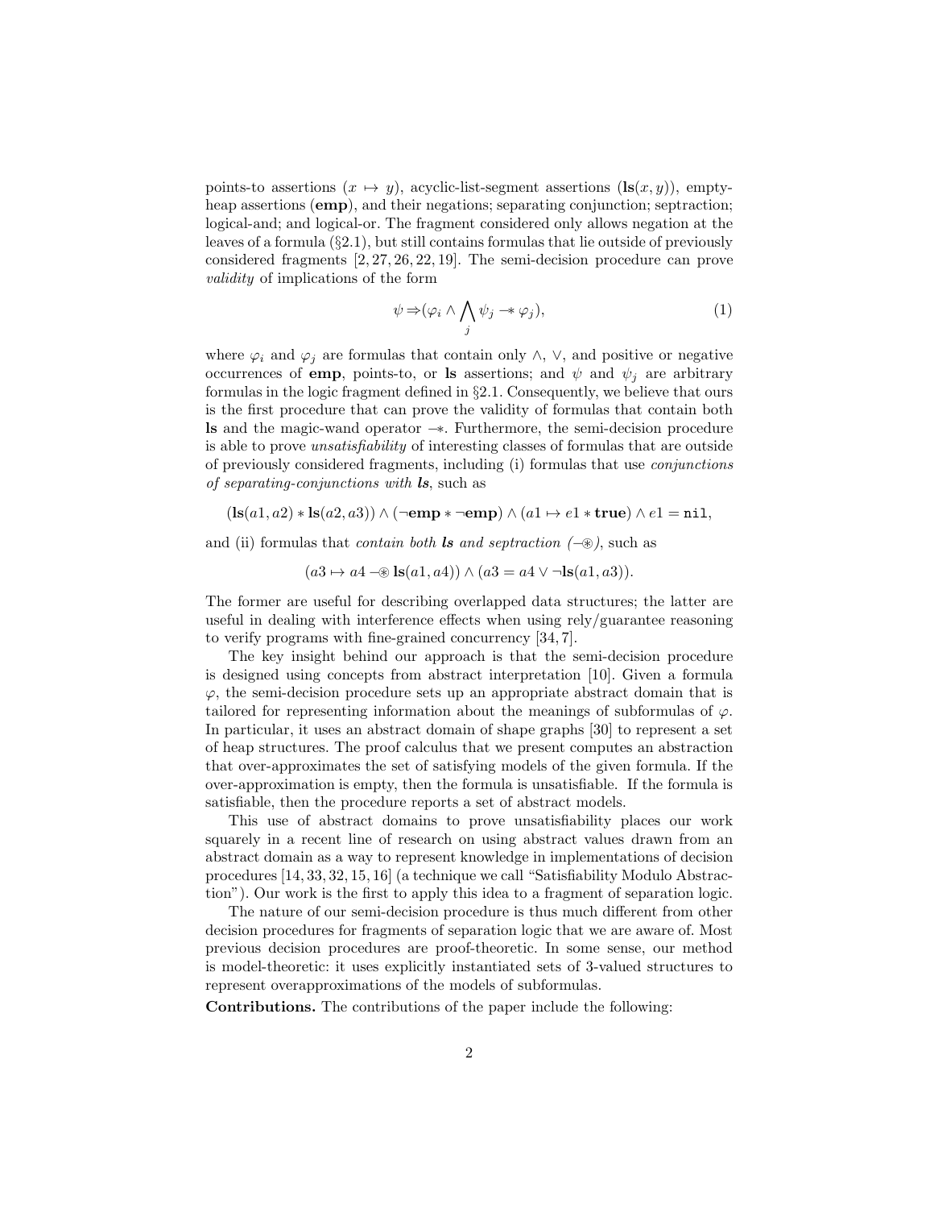points-to assertions ($x \mapsto y$), acyclic-list-segment assertions ($\mathbf{ls}(x, y)$), empty-heap assertions (**emp**), and their negations; separating conjunction; septraction; logical-and; and logical-or. The fragment considered only allows negation at the leaves of a formula (§2.1), but still contains formulas that lie outside of previously considered fragments [2, 27, 26, 22, 19]. The semi-decision procedure can prove *validity* of implications of the form

$$\psi \Rightarrow (\varphi_i \wedge \bigwedge_j \psi_j \mathrel{-\!\!*} \varphi_j), \tag{1}$$

where $\varphi_i$ and $\varphi_j$ are formulas that contain only $\wedge$, $\vee$, and positive or negative occurrences of **emp**, points-to, or **ls** assertions; and $\psi$ and $\psi_j$ are arbitrary formulas in the logic fragment defined in §2.1. Consequently, we believe that ours is the first procedure that can prove the validity of formulas that contain both **ls** and the magic-wand operator $\mathrel{-\!\!*}$. Furthermore, the semi-decision procedure is able to prove *unsatisfiability* of interesting classes of formulas that are outside of previously considered fragments, including (i) formulas that use *conjunctions of separating-conjunctions with* ***ls***, such as

$$(\mathbf{ls}(a1, a2) * \mathbf{ls}(a2, a3)) \wedge (\neg\mathbf{emp} * \neg\mathbf{emp}) \wedge (a1 \mapsto e1 * \mathbf{true}) \wedge e1 = \mathtt{nil},$$

and (ii) formulas that *contain both* ***ls*** *and septraction* ($\mathrel{-\!\circledast}$), such as

$$(a3 \mapsto a4 \mathrel{-\!\circledast} \mathbf{ls}(a1, a4)) \wedge (a3 = a4 \vee \neg\mathbf{ls}(a1, a3)).$$

The former are useful for describing overlapped data structures; the latter are useful in dealing with interference effects when using rely/guarantee reasoning to verify programs with fine-grained concurrency [34, 7].

The key insight behind our approach is that the semi-decision procedure is designed using concepts from abstract interpretation [10]. Given a formula $\varphi$, the semi-decision procedure sets up an appropriate abstract domain that is tailored for representing information about the meanings of subformulas of $\varphi$. In particular, it uses an abstract domain of shape graphs [30] to represent a set of heap structures. The proof calculus that we present computes an abstraction that over-approximates the set of satisfying models of the given formula. If the over-approximation is empty, then the formula is unsatisfiable. If the formula is satisfiable, then the procedure reports a set of abstract models.

This use of abstract domains to prove unsatisfiability places our work squarely in a recent line of research on using abstract values drawn from an abstract domain as a way to represent knowledge in implementations of decision procedures [14, 33, 32, 15, 16] (a technique we call "Satisfiability Modulo Abstraction"). Our work is the first to apply this idea to a fragment of separation logic.

The nature of our semi-decision procedure is thus much different from other decision procedures for fragments of separation logic that we are aware of. Most previous decision procedures are proof-theoretic. In some sense, our method is model-theoretic: it uses explicitly instantiated sets of 3-valued structures to represent overapproximations of the models of subformulas.

**Contributions.** The contributions of the paper include the following: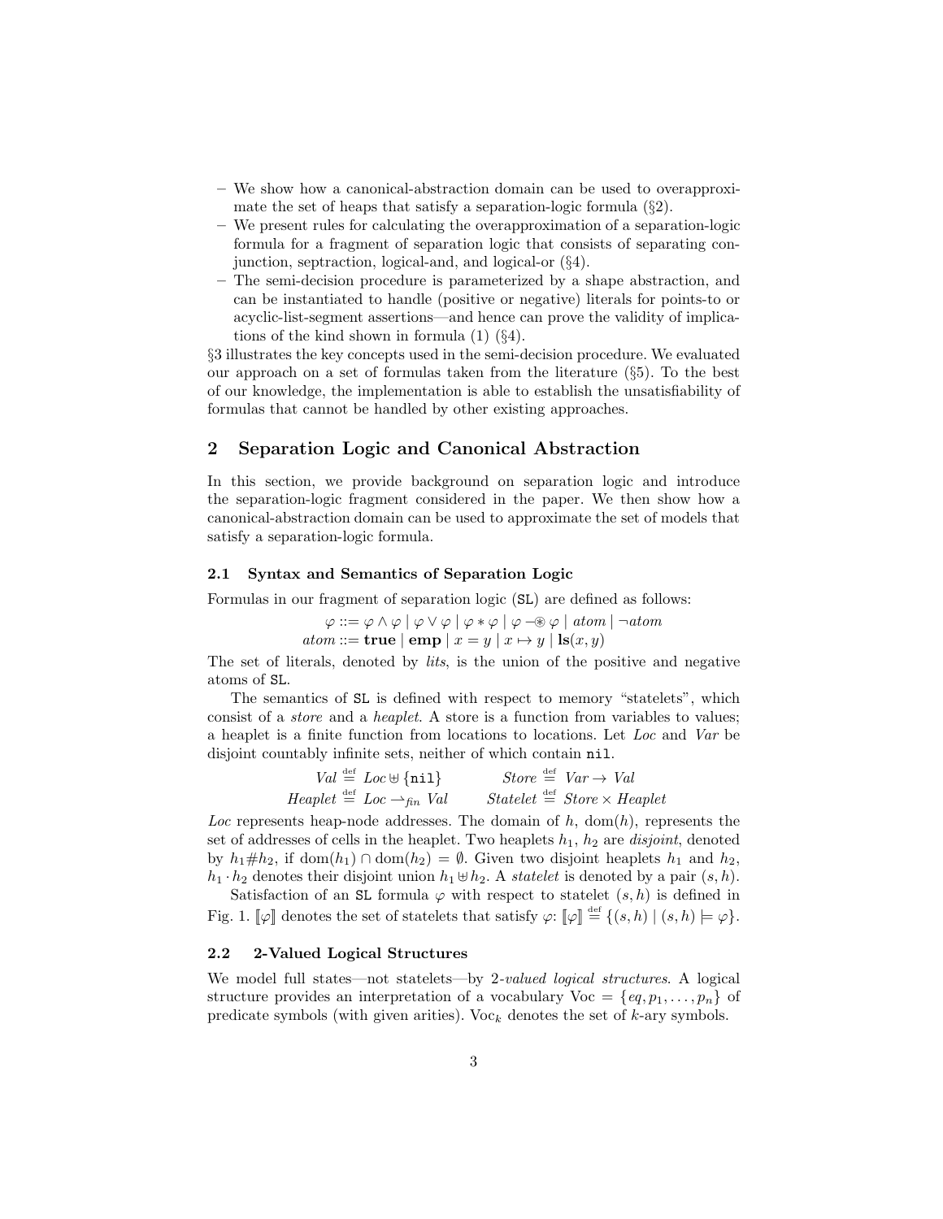– We show how a canonical-abstraction domain can be used to overapproximate the set of heaps that satisfy a separation-logic formula (§2).
– We present rules for calculating the overapproximation of a separation-logic formula for a fragment of separation logic that consists of separating conjunction, septraction, logical-and, and logical-or (§4).
– The semi-decision procedure is parameterized by a shape abstraction, and can be instantiated to handle (positive or negative) literals for points-to or acyclic-list-segment assertions—and hence can prove the validity of implications of the kind shown in formula (1) (§4).

§3 illustrates the key concepts used in the semi-decision procedure. We evaluated our approach on a set of formulas taken from the literature (§5). To the best of our knowledge, the implementation is able to establish the unsatisfiability of formulas that cannot be handled by other existing approaches.

## 2 Separation Logic and Canonical Abstraction

In this section, we provide background on separation logic and introduce the separation-logic fragment considered in the paper. We then show how a canonical-abstraction domain can be used to approximate the set of models that satisfy a separation-logic formula.

### 2.1 Syntax and Semantics of Separation Logic

Formulas in our fragment of separation logic (SL) are defined as follows:

$$\varphi ::= \varphi \wedge \varphi \mid \varphi \vee \varphi \mid \varphi * \varphi \mid \varphi \mathbin{-\!\circledast} \varphi \mid \mathit{atom} \mid \neg \mathit{atom}$$
$$\mathit{atom} ::= \mathbf{true} \mid \mathbf{emp} \mid x = y \mid x \mapsto y \mid \mathbf{ls}(x, y)$$

The set of literals, denoted by *lits*, is the union of the positive and negative atoms of SL.

The semantics of SL is defined with respect to memory "statelets", which consist of a *store* and a *heaplet*. A store is a function from variables to values; a heaplet is a finite function from locations to locations. Let *Loc* and *Var* be disjoint countably infinite sets, neither of which contain `nil`.

$$\mathit{Val} \stackrel{\text{def}}{=} \mathit{Loc} \uplus \{\texttt{nil}\} \qquad \mathit{Store} \stackrel{\text{def}}{=} \mathit{Var} \rightarrow \mathit{Val}$$
$$\mathit{Heaplet} \stackrel{\text{def}}{=} \mathit{Loc} \rightharpoonup_{\mathit{fin}} \mathit{Val} \qquad \mathit{Statelet} \stackrel{\text{def}}{=} \mathit{Store} \times \mathit{Heaplet}$$

*Loc* represents heap-node addresses. The domain of $h$, $\mathrm{dom}(h)$, represents the set of addresses of cells in the heaplet. Two heaplets $h_1$, $h_2$ are *disjoint*, denoted by $h_1 \# h_2$, if $\mathrm{dom}(h_1) \cap \mathrm{dom}(h_2) = \emptyset$. Given two disjoint heaplets $h_1$ and $h_2$, $h_1 \cdot h_2$ denotes their disjoint union $h_1 \uplus h_2$. A *statelet* is denoted by a pair $(s, h)$.

Satisfaction of an SL formula $\varphi$ with respect to statelet $(s, h)$ is defined in Fig. 1. $[\![\varphi]\!]$ denotes the set of statelets that satisfy $\varphi$: $[\![\varphi]\!] \stackrel{\text{def}}{=} \{(s, h) \mid (s, h) \models \varphi\}$.

### 2.2 2-Valued Logical Structures

We model full states—not statelets—by 2-*valued logical structures*. A logical structure provides an interpretation of a vocabulary $\mathrm{Voc} = \{eq, p_1, \ldots, p_n\}$ of predicate symbols (with given arities). $\mathrm{Voc}_k$ denotes the set of $k$-ary symbols.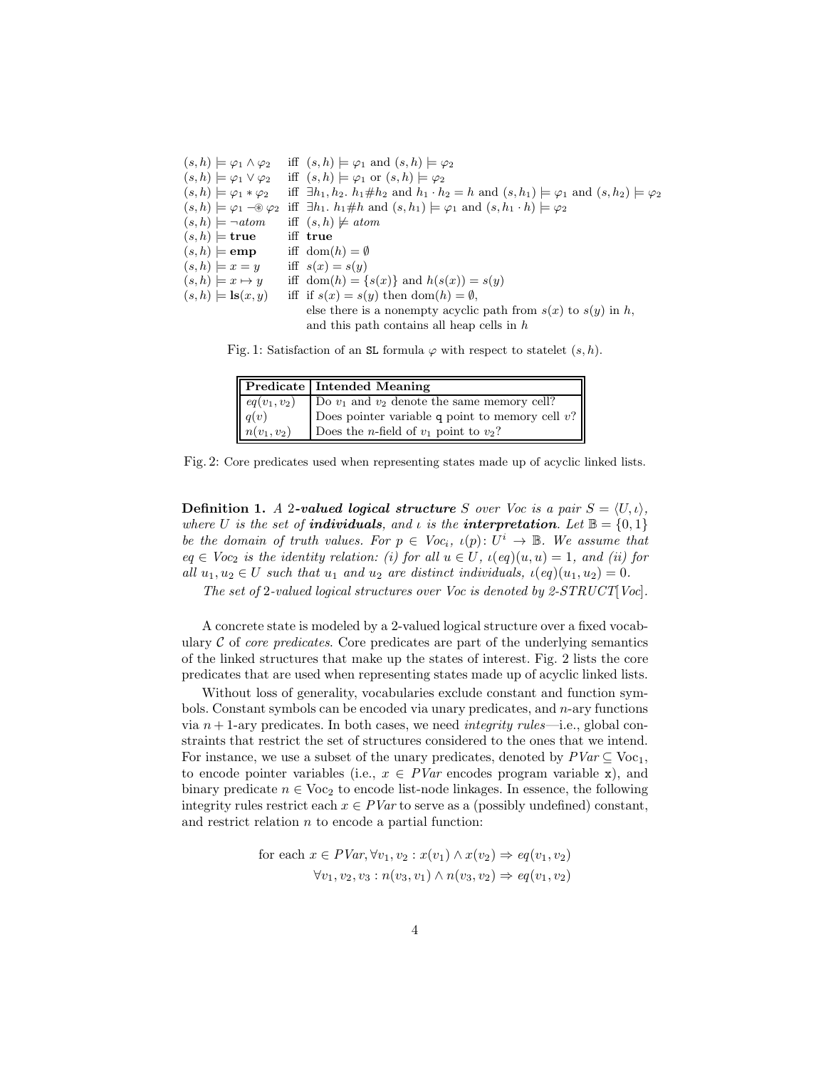| | | |
|---|---|---|
| $(s,h) \models \varphi_1 \wedge \varphi_2$ | iff | $(s,h) \models \varphi_1$ and $(s,h) \models \varphi_2$ |
| $(s,h) \models \varphi_1 \vee \varphi_2$ | iff | $(s,h) \models \varphi_1$ or $(s,h) \models \varphi_2$ |
| $(s,h) \models \varphi_1 * \varphi_2$ | iff | $\exists h_1, h_2.\ h_1 \# h_2$ and $h_1 \cdot h_2 = h$ and $(s,h_1) \models \varphi_1$ and $(s,h_2) \models \varphi_2$ |
| $(s,h) \models \varphi_1 \mathrel{-\!\!\circledast} \varphi_2$ | iff | $\exists h_1.\ h_1 \# h$ and $(s,h_1) \models \varphi_1$ and $(s,h_1 \cdot h) \models \varphi_2$ |
| $(s,h) \models \neg atom$ | iff | $(s,h) \not\models atom$ |
| $(s,h) \models \mathbf{true}$ | iff | $\mathbf{true}$ |
| $(s,h) \models \mathbf{emp}$ | iff | $\mathrm{dom}(h) = \emptyset$ |
| $(s,h) \models x = y$ | iff | $s(x) = s(y)$ |
| $(s,h) \models x \mapsto y$ | iff | $\mathrm{dom}(h) = \{s(x)\}$ and $h(s(x)) = s(y)$ |
| $(s,h) \models \mathbf{ls}(x,y)$ | iff | if $s(x) = s(y)$ then $\mathrm{dom}(h) = \emptyset$, else there is a nonempty acyclic path from $s(x)$ to $s(y)$ in $h$, and this path contains all heap cells in $h$ |

Fig. 1: Satisfaction of an SL formula $\varphi$ with respect to statelet $(s,h)$.

| Predicate | Intended Meaning |
|---|---|
| $eq(v_1, v_2)$ | Do $v_1$ and $v_2$ denote the same memory cell? |
| $q(v)$ | Does pointer variable q point to memory cell $v$? |
| $n(v_1, v_2)$ | Does the $n$-field of $v_1$ point to $v_2$? |

Fig. 2: Core predicates used when representing states made up of acyclic linked lists.

**Definition 1.** *A* 2***-valued logical structure*** $S$ *over Voc is a pair* $S = \langle U, \iota \rangle$, *where* $U$ *is the set of* ***individuals****, and* $\iota$ *is the* ***interpretation****. Let* $\mathbb{B} = \{0, 1\}$ *be the domain of truth values. For* $p \in Voc_i$, $\iota(p) \colon U^i \to \mathbb{B}$. *We assume that* $eq \in Voc_2$ *is the identity relation: (i) for all* $u \in U$, $\iota(eq)(u, u) = 1$, *and (ii) for all* $u_1, u_2 \in U$ *such that* $u_1$ *and* $u_2$ *are distinct individuals,* $\iota(eq)(u_1, u_2) = 0$.

*The set of* 2*-valued logical structures over Voc is denoted by 2-STRUCT*[*Voc*].

A concrete state is modeled by a 2-valued logical structure over a fixed vocabulary $\mathcal{C}$ of *core predicates*. Core predicates are part of the underlying semantics of the linked structures that make up the states of interest. Fig. 2 lists the core predicates that are used when representing states made up of acyclic linked lists.

Without loss of generality, vocabularies exclude constant and function symbols. Constant symbols can be encoded via unary predicates, and $n$-ary functions via $n+1$-ary predicates. In both cases, we need *integrity rules*—i.e., global constraints that restrict the set of structures considered to the ones that we intend. For instance, we use a subset of the unary predicates, denoted by $PVar \subseteq \mathrm{Voc}_1$, to encode pointer variables (i.e., $x \in PVar$ encodes program variable x), and binary predicate $n \in \mathrm{Voc}_2$ to encode list-node linkages. In essence, the following integrity rules restrict each $x \in PVar$ to serve as a (possibly undefined) constant, and restrict relation $n$ to encode a partial function:

$$\text{for each } x \in PVar, \forall v_1, v_2 : x(v_1) \wedge x(v_2) \Rightarrow eq(v_1, v_2)$$

$$\forall v_1, v_2, v_3 : n(v_3, v_1) \wedge n(v_3, v_2) \Rightarrow eq(v_1, v_2)$$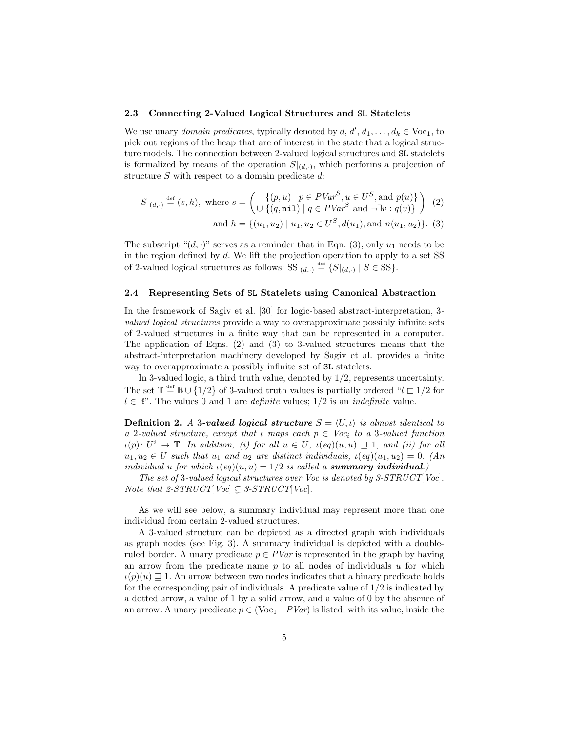### 2.3 Connecting 2-Valued Logical Structures and SL Statelets

We use unary *domain predicates*, typically denoted by $d, d', d_1, \ldots, d_k \in \text{Voc}_1$, to pick out regions of the heap that are of interest in the state that a logical structure models. The connection between 2-valued logical structures and SL statelets is formalized by means of the operation $S|_{(d,\cdot)}$, which performs a projection of structure $S$ with respect to a domain predicate $d$:

$$S|_{(d,\cdot)} \stackrel{\text{def}}{=} (s,h), \text{ where } s = \begin{pmatrix} \{(p,u) \mid p \in PVar^S, u \in U^S, \text{and } p(u)\} \\ \cup \{(q,\texttt{nil}) \mid q \in PVar^S \text{ and } \neg\exists v : q(v)\} \end{pmatrix} \quad (2)$$

$$\text{and } h = \{(u_1,u_2) \mid u_1, u_2 \in U^S, d(u_1), \text{and } n(u_1,u_2)\}. \quad (3)$$

The subscript "$(d,\cdot)$" serves as a reminder that in Eqn. (3), only $u_1$ needs to be in the region defined by $d$. We lift the projection operation to apply to a set SS of 2-valued logical structures as follows: $\text{SS}|_{(d,\cdot)} \stackrel{\text{def}}{=} \{S|_{(d,\cdot)} \mid S \in \text{SS}\}$.

### 2.4 Representing Sets of SL Statelets using Canonical Abstraction

In the framework of Sagiv et al. [30] for logic-based abstract-interpretation, 3-*valued logical structures* provide a way to overapproximate possibly infinite sets of 2-valued structures in a finite way that can be represented in a computer. The application of Eqns. (2) and (3) to 3-valued structures means that the abstract-interpretation machinery developed by Sagiv et al. provides a finite way to overapproximate a possibly infinite set of SL statelets.

In 3-valued logic, a third truth value, denoted by $1/2$, represents uncertainty. The set $\mathbb{T} \stackrel{\text{def}}{=} \mathbb{B} \cup \{1/2\}$ of 3-valued truth values is partially ordered "$l \sqsubset 1/2$ for $l \in \mathbb{B}$". The values 0 and 1 are *definite* values; $1/2$ is an *indefinite* value.

**Definition 2.** *A* ***3-valued logical structure*** $S = \langle U, \iota \rangle$ *is almost identical to a 2-valued structure, except that $\iota$ maps each $p \in Voc_i$ to a 3-valued function $\iota(p) \colon U^i \to \mathbb{T}$. In addition, (i) for all $u \in U$, $\iota(eq)(u,u) \sqsupseteq 1$, and (ii) for all $u_1, u_2 \in U$ such that $u_1$ and $u_2$ are distinct individuals, $\iota(eq)(u_1,u_2) = 0$. (An individual $u$ for which $\iota(eq)(u,u) = 1/2$ is called a* ***summary individual****.)*

*The set of 3-valued logical structures over Voc is denoted by 3-STRUCT[Voc]. Note that 2-STRUCT[Voc] $\subsetneq$ 3-STRUCT[Voc].*

As we will see below, a summary individual may represent more than one individual from certain 2-valued structures.

A 3-valued structure can be depicted as a directed graph with individuals as graph nodes (see Fig. 3). A summary individual is depicted with a double-ruled border. A unary predicate $p \in PVar$ is represented in the graph by having an arrow from the predicate name $p$ to all nodes of individuals $u$ for which $\iota(p)(u) \sqsupseteq 1$. An arrow between two nodes indicates that a binary predicate holds for the corresponding pair of individuals. A predicate value of $1/2$ is indicated by a dotted arrow, a value of 1 by a solid arrow, and a value of 0 by the absence of an arrow. A unary predicate $p \in (\text{Voc}_1 - PVar)$ is listed, with its value, inside the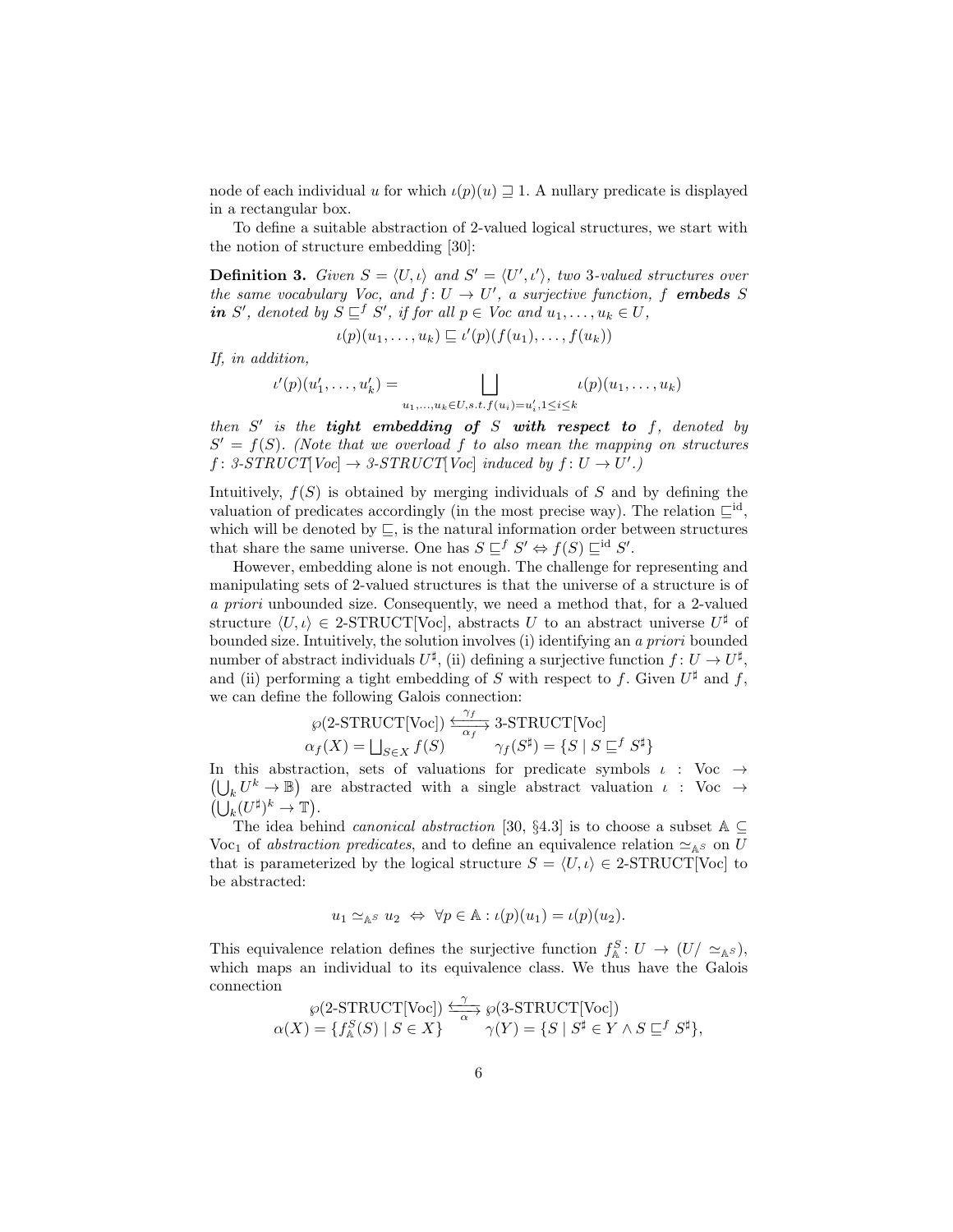node of each individual $u$ for which $\iota(p)(u) \sqsupseteq 1$. A nullary predicate is displayed in a rectangular box.

To define a suitable abstraction of 2-valued logical structures, we start with the notion of structure embedding [30]:

**Definition 3.** *Given $S = \langle U, \iota \rangle$ and $S' = \langle U', \iota' \rangle$, two 3-valued structures over the same vocabulary Voc, and $f \colon U \to U'$, a surjective function, $f$* ***embeds*** *$S$* ***in*** *$S'$, denoted by $S \sqsubseteq^f S'$, if for all $p \in Voc$ and $u_1, \ldots, u_k \in U$,*

$$\iota(p)(u_1, \ldots, u_k) \sqsubseteq \iota'(p)(f(u_1), \ldots, f(u_k))$$

*If, in addition,*

$$\iota'(p)(u'_1, \ldots, u'_k) = \bigsqcup_{u_1, \ldots, u_k \in U, s.t.\, f(u_i) = u'_i, 1 \leq i \leq k} \iota(p)(u_1, \ldots, u_k)$$

*then $S'$ is the* ***tight embedding of*** *$S$* ***with respect to*** *$f$, denoted by $S' = f(S)$. (Note that we overload $f$ to also mean the mapping on structures $f \colon$ 3-STRUCT[Voc] $\to$ 3-STRUCT[Voc] induced by $f \colon U \to U'$.)*

Intuitively, $f(S)$ is obtained by merging individuals of $S$ and by defining the valuation of predicates accordingly (in the most precise way). The relation $\sqsubseteq^{\text{id}}$, which will be denoted by $\sqsubseteq$, is the natural information order between structures that share the same universe. One has $S \sqsubseteq^f S' \Leftrightarrow f(S) \sqsubseteq^{\text{id}} S'$.

However, embedding alone is not enough. The challenge for representing and manipulating sets of 2-valued structures is that the universe of a structure is of *a priori* unbounded size. Consequently, we need a method that, for a 2-valued structure $\langle U, \iota \rangle \in$ 2-STRUCT[Voc], abstracts $U$ to an abstract universe $U^\sharp$ of bounded size. Intuitively, the solution involves (i) identifying an *a priori* bounded number of abstract individuals $U^\sharp$, (ii) defining a surjective function $f \colon U \to U^\sharp$, and (ii) performing a tight embedding of $S$ with respect to $f$. Given $U^\sharp$ and $f$, we can define the following Galois connection:

$$\wp(\text{2-STRUCT[Voc]}) \underset{\alpha_f}{\overset{\gamma_f}{\leftrightarrows}} \text{3-STRUCT[Voc]}$$
$$\alpha_f(X) = \bigsqcup_{S \in X} f(S) \qquad \gamma_f(S^\sharp) = \{S \mid S \sqsubseteq^f S^\sharp\}$$

In this abstraction, sets of valuations for predicate symbols $\iota : \text{Voc} \to \left(\bigcup_k U^k \to \mathbb{B}\right)$ are abstracted with a single abstract valuation $\iota : \text{Voc} \to \left(\bigcup_k (U^\sharp)^k \to \mathbb{T}\right)$.

The idea behind *canonical abstraction* [30, §4.3] is to choose a subset $\mathbb{A} \subseteq \text{Voc}_1$ of *abstraction predicates*, and to define an equivalence relation $\simeq_{\mathbb{A}^S}$ on $U$ that is parameterized by the logical structure $S = \langle U, \iota \rangle \in$ 2-STRUCT[Voc] to be abstracted:

$$u_1 \simeq_{\mathbb{A}^S} u_2 \;\Leftrightarrow\; \forall p \in \mathbb{A} : \iota(p)(u_1) = \iota(p)(u_2).$$

This equivalence relation defines the surjective function $f^S_{\mathbb{A}} \colon U \to (U/\simeq_{\mathbb{A}^S})$, which maps an individual to its equivalence class. We thus have the Galois connection

$$\wp(\text{2-STRUCT[Voc]}) \underset{\alpha}{\overset{\gamma}{\leftrightarrows}} \wp(\text{3-STRUCT[Voc]})$$
$$\alpha(X) = \{f^S_{\mathbb{A}}(S) \mid S \in X\} \qquad \gamma(Y) = \{S \mid S^\sharp \in Y \wedge S \sqsubseteq^f S^\sharp\},$$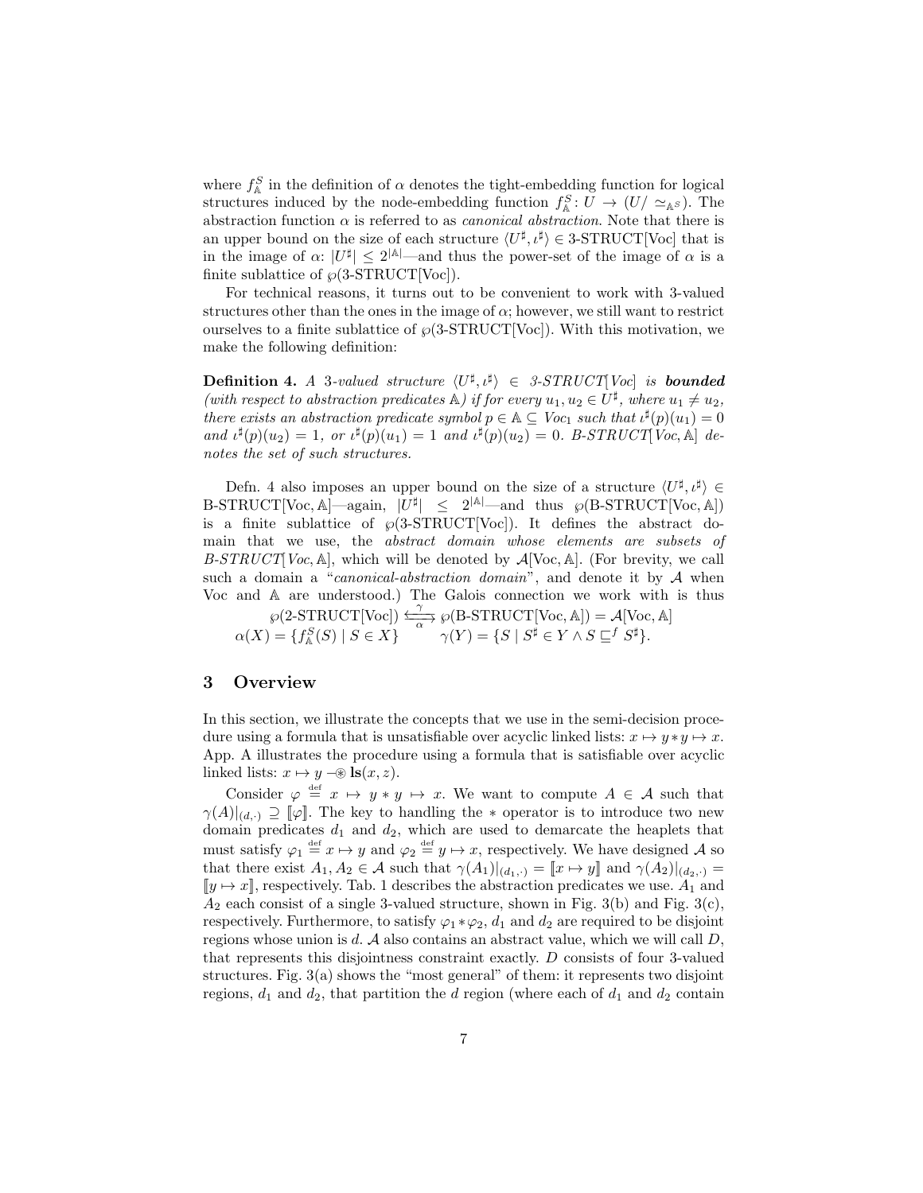where $f^S_{\mathbb{A}}$ in the definition of $\alpha$ denotes the tight-embedding function for logical structures induced by the node-embedding function $f^S_{\mathbb{A}}: U \to (U/\simeq_{\mathbb{A}^S})$. The abstraction function $\alpha$ is referred to as *canonical abstraction*. Note that there is an upper bound on the size of each structure $\langle U^\sharp, \iota^\sharp \rangle \in$ 3-STRUCT[Voc] that is in the image of $\alpha$: $|U^\sharp| \leq 2^{|\mathbb{A}|}$—and thus the power-set of the image of $\alpha$ is a finite sublattice of $\wp$(3-STRUCT[Voc]).

For technical reasons, it turns out to be convenient to work with 3-valued structures other than the ones in the image of $\alpha$; however, we still want to restrict ourselves to a finite sublattice of $\wp$(3-STRUCT[Voc]). With this motivation, we make the following definition:

**Definition 4.** *A 3-valued structure $\langle U^\sharp, \iota^\sharp \rangle \in$ 3-STRUCT[Voc] is* ***bounded*** *(with respect to abstraction predicates $\mathbb{A}$) if for every $u_1, u_2 \in U^\sharp$, where $u_1 \neq u_2$, there exists an abstraction predicate symbol $p \in \mathbb{A} \subseteq Voc_1$ such that $\iota^\sharp(p)(u_1) = 0$ and $\iota^\sharp(p)(u_2) = 1$, or $\iota^\sharp(p)(u_1) = 1$ and $\iota^\sharp(p)(u_2) = 0$. B-STRUCT[Voc, $\mathbb{A}$] denotes the set of such structures.*

Defn. 4 also imposes an upper bound on the size of a structure $\langle U^\sharp, \iota^\sharp \rangle \in$ B-STRUCT[Voc, $\mathbb{A}$]—again, $|U^\sharp| \leq 2^{|\mathbb{A}|}$—and thus $\wp$(B-STRUCT[Voc, $\mathbb{A}$]) is a finite sublattice of $\wp$(3-STRUCT[Voc]). It defines the abstract domain that we use, the *abstract domain whose elements are subsets of B-STRUCT[Voc, $\mathbb{A}$]*, which will be denoted by $\mathcal{A}$[Voc, $\mathbb{A}$]. (For brevity, we call such a domain a "*canonical-abstraction domain*", and denote it by $\mathcal{A}$ when Voc and $\mathbb{A}$ are understood.) The Galois connection we work with is thus

$$\wp(\text{2-STRUCT[Voc]}) \underset{\alpha}{\overset{\gamma}{\leftrightarrows}} \wp(\text{B-STRUCT[Voc}, \mathbb{A}]) = \mathcal{A}[\text{Voc}, \mathbb{A}]$$

$$\alpha(X) = \{f^S_{\mathbb{A}}(S) \mid S \in X\} \qquad \gamma(Y) = \{S \mid S^\sharp \in Y \wedge S \sqsubseteq^f S^\sharp\}.$$

## 3 Overview

In this section, we illustrate the concepts that we use in the semi-decision procedure using a formula that is unsatisfiable over acyclic linked lists: $x \mapsto y * y \mapsto x$. App. A illustrates the procedure using a formula that is satisfiable over acyclic linked lists: $x \mapsto y \mathrel{-\!\!\circledast} \mathbf{ls}(x, z)$.

Consider $\varphi \stackrel{\text{def}}{=} x \mapsto y * y \mapsto x$. We want to compute $A \in \mathcal{A}$ such that $\gamma(A)|_{(d,\cdot)} \supseteq [\![\varphi]\!]$. The key to handling the $*$ operator is to introduce two new domain predicates $d_1$ and $d_2$, which are used to demarcate the heaplets that must satisfy $\varphi_1 \stackrel{\text{def}}{=} x \mapsto y$ and $\varphi_2 \stackrel{\text{def}}{=} y \mapsto x$, respectively. We have designed $\mathcal{A}$ so that there exist $A_1, A_2 \in \mathcal{A}$ such that $\gamma(A_1)|_{(d_1,\cdot)} = [\![x \mapsto y]\!]$ and $\gamma(A_2)|_{(d_2,\cdot)} = [\![y \mapsto x]\!]$, respectively. Tab. 1 describes the abstraction predicates we use. $A_1$ and $A_2$ each consist of a single 3-valued structure, shown in Fig. 3(b) and Fig. 3(c), respectively. Furthermore, to satisfy $\varphi_1 * \varphi_2$, $d_1$ and $d_2$ are required to be disjoint regions whose union is $d$. $\mathcal{A}$ also contains an abstract value, which we will call $D$, that represents this disjointness constraint exactly. $D$ consists of four 3-valued structures. Fig. 3(a) shows the "most general" of them: it represents two disjoint regions, $d_1$ and $d_2$, that partition the $d$ region (where each of $d_1$ and $d_2$ contain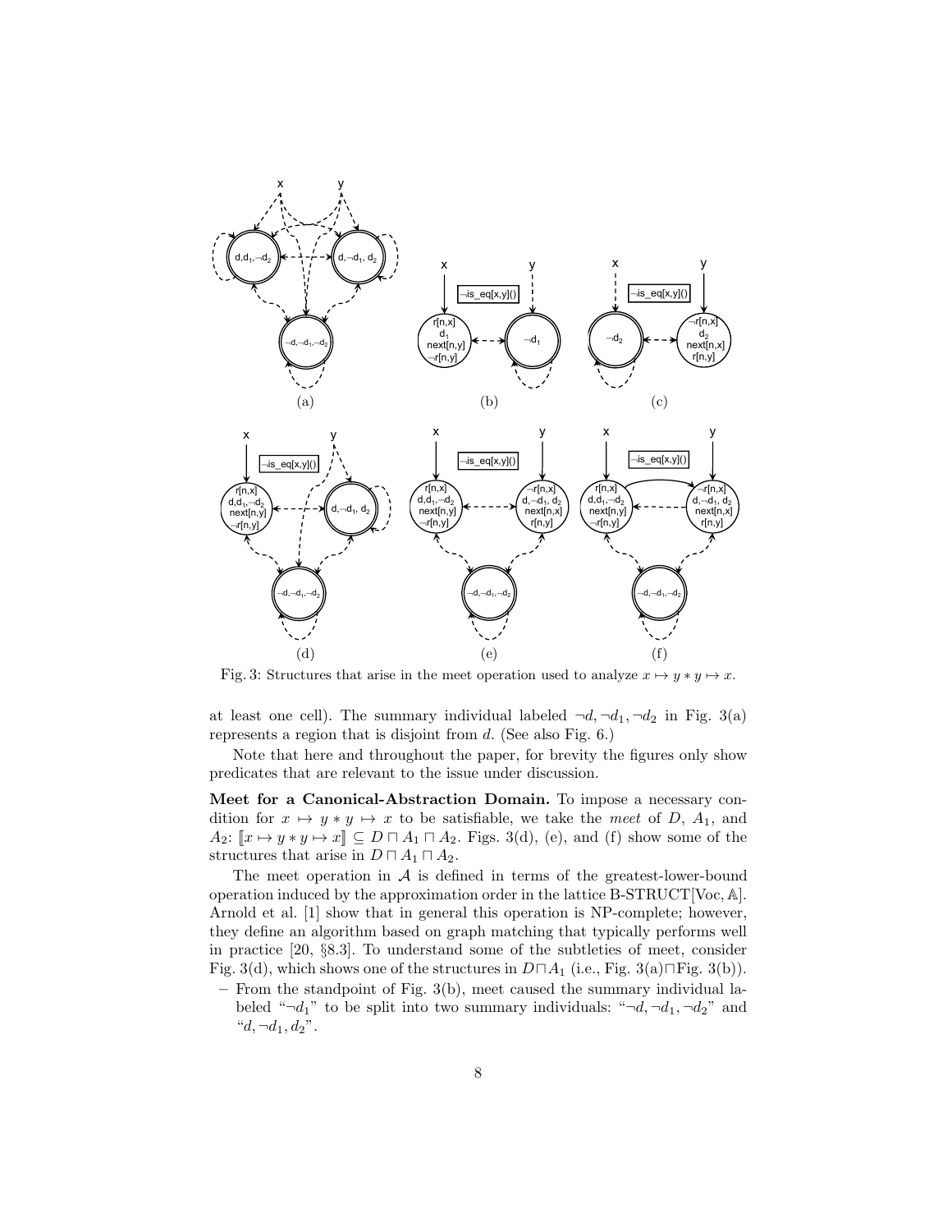Fig. 3: Structures that arise in the meet operation used to analyze $x \mapsto y * y \mapsto x$.

at least one cell). The summary individual labeled $\neg d, \neg d_1, \neg d_2$ in Fig. 3(a) represents a region that is disjoint from $d$. (See also Fig. 6.)

Note that here and throughout the paper, for brevity the figures only show predicates that are relevant to the issue under discussion.

**Meet for a Canonical-Abstraction Domain.** To impose a necessary condition for $x \mapsto y * y \mapsto x$ to be satisfiable, we take the *meet* of $D$, $A_1$, and $A_2$: $[\![x \mapsto y * y \mapsto x]\!] \subseteq D \sqcap A_1 \sqcap A_2$. Figs. 3(d), (e), and (f) show some of the structures that arise in $D \sqcap A_1 \sqcap A_2$.

The meet operation in $\mathcal{A}$ is defined in terms of the greatest-lower-bound operation induced by the approximation order in the lattice B-STRUCT[Voc, $\mathbb{A}$]. Arnold et al. [1] show that in general this operation is NP-complete; however, they define an algorithm based on graph matching that typically performs well in practice [20, §8.3]. To understand some of the subtleties of meet, consider Fig. 3(d), which shows one of the structures in $D \sqcap A_1$ (i.e., Fig. 3(a)$\sqcap$Fig. 3(b)).

– From the standpoint of Fig. 3(b), meet caused the summary individual labeled "$\neg d_1$" to be split into two summary individuals: "$\neg d, \neg d_1, \neg d_2$" and "$d, \neg d_1, d_2$".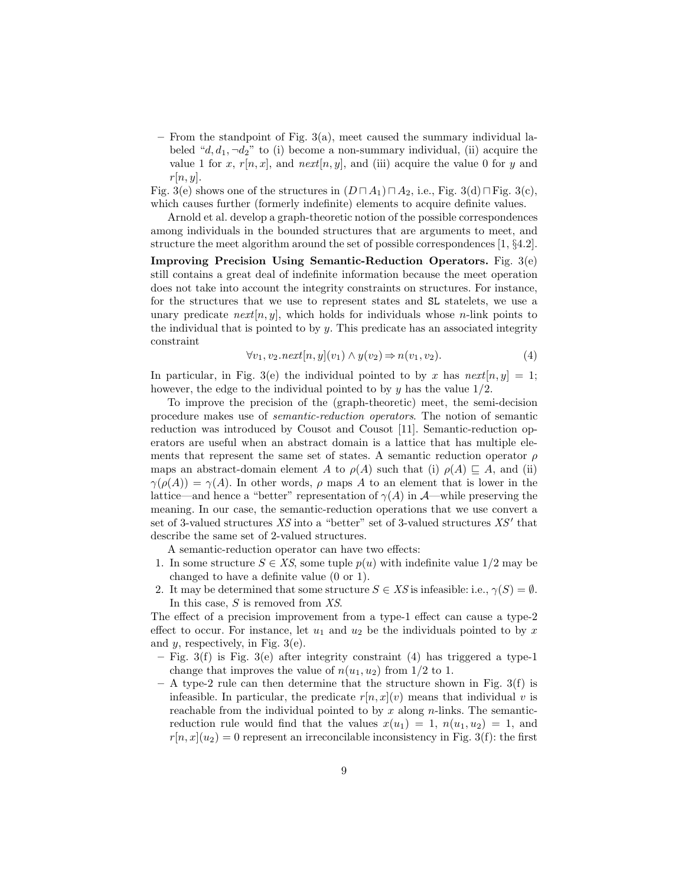- From the standpoint of Fig. 3(a), meet caused the summary individual labeled "$d, d_1, \neg d_2$" to (i) become a non-summary individual, (ii) acquire the value 1 for $x$, $r[n, x]$, and $next[n, y]$, and (iii) acquire the value 0 for $y$ and $r[n, y]$.

Fig. 3(e) shows one of the structures in $(D \sqcap A_1) \sqcap A_2$, i.e., Fig. 3(d) $\sqcap$ Fig. 3(c), which causes further (formerly indefinite) elements to acquire definite values.

Arnold et al. develop a graph-theoretic notion of the possible correspondences among individuals in the bounded structures that are arguments to meet, and structure the meet algorithm around the set of possible correspondences [1, §4.2].

**Improving Precision Using Semantic-Reduction Operators.** Fig. 3(e) still contains a great deal of indefinite information because the meet operation does not take into account the integrity constraints on structures. For instance, for the structures that we use to represent states and `SL` statelets, we use a unary predicate $next[n, y]$, which holds for individuals whose $n$-link points to the individual that is pointed to by $y$. This predicate has an associated integrity constraint

$$\forall v_1, v_2 . next[n, y](v_1) \wedge y(v_2) \Rightarrow n(v_1, v_2). \tag{4}$$

In particular, in Fig. 3(e) the individual pointed to by $x$ has $next[n, y] = 1$; however, the edge to the individual pointed to by $y$ has the value $1/2$.

To improve the precision of the (graph-theoretic) meet, the semi-decision procedure makes use of *semantic-reduction operators*. The notion of semantic reduction was introduced by Cousot and Cousot [11]. Semantic-reduction operators are useful when an abstract domain is a lattice that has multiple elements that represent the same set of states. A semantic reduction operator $\rho$ maps an abstract-domain element $A$ to $\rho(A)$ such that (i) $\rho(A) \sqsubseteq A$, and (ii) $\gamma(\rho(A)) = \gamma(A)$. In other words, $\rho$ maps $A$ to an element that is lower in the lattice—and hence a "better" representation of $\gamma(A)$ in $\mathcal{A}$—while preserving the meaning. In our case, the semantic-reduction operations that we use convert a set of 3-valued structures $XS$ into a "better" set of 3-valued structures $XS'$ that describe the same set of 2-valued structures.

A semantic-reduction operator can have two effects:

1. In some structure $S \in XS$, some tuple $p(u)$ with indefinite value $1/2$ may be changed to have a definite value (0 or 1).
2. It may be determined that some structure $S \in XS$ is infeasible: i.e., $\gamma(S) = \emptyset$. In this case, $S$ is removed from $XS$.

The effect of a precision improvement from a type-1 effect can cause a type-2 effect to occur. For instance, let $u_1$ and $u_2$ be the individuals pointed to by $x$ and $y$, respectively, in Fig. 3(e).

- Fig. 3(f) is Fig. 3(e) after integrity constraint (4) has triggered a type-1 change that improves the value of $n(u_1, u_2)$ from $1/2$ to 1.
- A type-2 rule can then determine that the structure shown in Fig. 3(f) is infeasible. In particular, the predicate $r[n, x](v)$ means that individual $v$ is reachable from the individual pointed to by $x$ along $n$-links. The semantic-reduction rule would find that the values $x(u_1) = 1$, $n(u_1, u_2) = 1$, and $r[n, x](u_2) = 0$ represent an irreconcilable inconsistency in Fig. 3(f): the first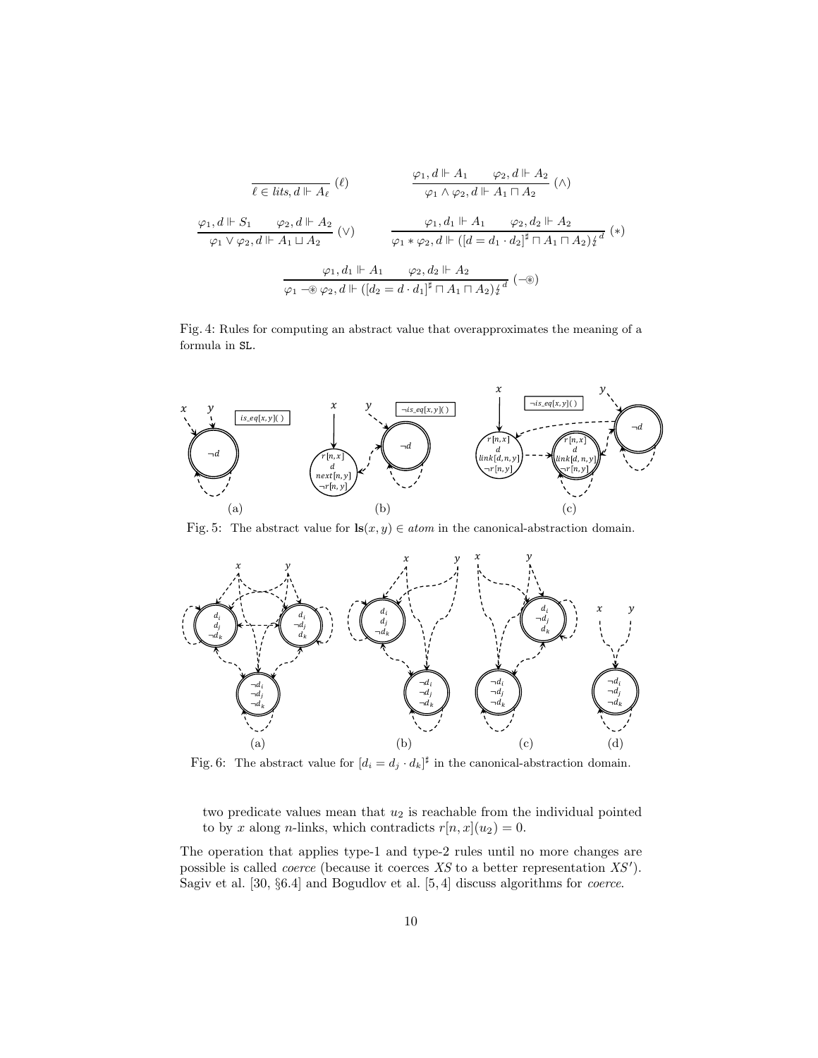$$\frac{}{\ell \in lits, d \Vdash A_\ell}\ (\ell) \qquad \frac{\varphi_1, d \Vdash A_1 \qquad \varphi_2, d \Vdash A_2}{\varphi_1 \wedge \varphi_2, d \Vdash A_1 \sqcap A_2}\ (\wedge)$$

$$\frac{\varphi_1, d \Vdash S_1 \qquad \varphi_2, d \Vdash A_2}{\varphi_1 \vee \varphi_2, d \Vdash A_1 \sqcup A_2}\ (\vee) \qquad \frac{\varphi_1, d_1 \Vdash A_1 \qquad \varphi_2, d_2 \Vdash A_2}{\varphi_1 * \varphi_2, d \Vdash ([d = d_1 \cdot d_2]^\sharp \sqcap A_1 \sqcap A_2)\not\downarrow^d}\ (*)$$

$$\frac{\varphi_1, d_1 \Vdash A_1 \qquad \varphi_2, d_2 \Vdash A_2}{\varphi_1 -\circledast \varphi_2, d \Vdash ([d_2 = d \cdot d_1]^\sharp \sqcap A_1 \sqcap A_2)\not\downarrow^d}\ (-\circledast)$$

Fig. 4: Rules for computing an abstract value that overapproximates the meaning of a formula in SL.

Fig. 5: The abstract value for $\mathbf{ls}(x, y) \in atom$ in the canonical-abstraction domain.

Fig. 6: The abstract value for $[d_i = d_j \cdot d_k]^\sharp$ in the canonical-abstraction domain.

two predicate values mean that $u_2$ is reachable from the individual pointed to by $x$ along $n$-links, which contradicts $r[n, x](u_2) = 0$.

The operation that applies type-1 and type-2 rules until no more changes are possible is called *coerce* (because it coerces $XS$ to a better representation $XS'$). Sagiv et al. [30, §6.4] and Bogudlov et al. [5, 4] discuss algorithms for *coerce*.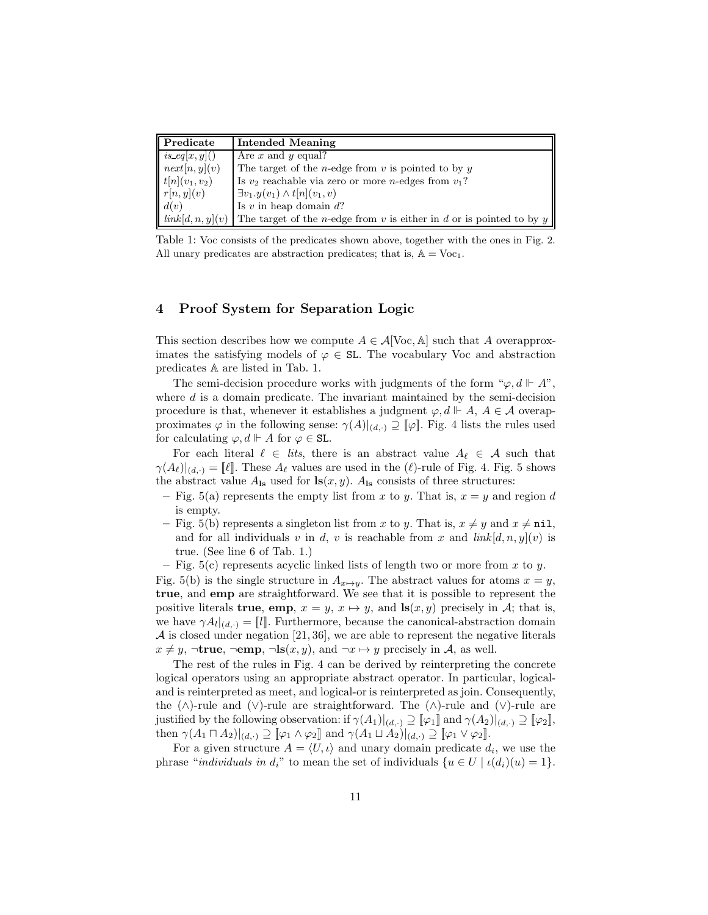| Predicate | Intended Meaning |
|---|---|
| $is\_eq[x,y]()$ | Are $x$ and $y$ equal? |
| $next[n,y](v)$ | The target of the $n$-edge from $v$ is pointed to by $y$ |
| $t[n](v_1,v_2)$ | Is $v_2$ reachable via zero or more $n$-edges from $v_1$? |
| $r[n,y](v)$ | $\exists v_1.y(v_1) \wedge t[n](v_1,v)$ |
| $d(v)$ | Is $v$ in heap domain $d$? |
| $link[d,n,y](v)$ | The target of the $n$-edge from $v$ is either in $d$ or is pointed to by $y$ |

Table 1: Voc consists of the predicates shown above, together with the ones in Fig. 2. All unary predicates are abstraction predicates; that is, $\mathbb{A} = \text{Voc}_1$.

## 4 Proof System for Separation Logic

This section describes how we compute $A \in \mathcal{A}[\text{Voc}, \mathbb{A}]$ such that $A$ overapproximates the satisfying models of $\varphi \in \texttt{SL}$. The vocabulary Voc and abstraction predicates $\mathbb{A}$ are listed in Tab. 1.

The semi-decision procedure works with judgments of the form "$\varphi, d \Vdash A$", where $d$ is a domain predicate. The invariant maintained by the semi-decision procedure is that, whenever it establishes a judgment $\varphi, d \Vdash A$, $A \in \mathcal{A}$ overapproximates $\varphi$ in the following sense: $\gamma(A)|_{(d,\cdot)} \supseteq [\![\varphi]\!]$. Fig. 4 lists the rules used for calculating $\varphi, d \Vdash A$ for $\varphi \in \texttt{SL}$.

For each literal $\ell \in \mathit{lits}$, there is an abstract value $A_\ell \in \mathcal{A}$ such that $\gamma(A_\ell)|_{(d,\cdot)} = [\![\ell]\!]$. These $A_\ell$ values are used in the ($\ell$)-rule of Fig. 4. Fig. 5 shows the abstract value $A_{\mathbf{ls}}$ used for $\mathbf{ls}(x,y)$. $A_{\mathbf{ls}}$ consists of three structures:

- Fig. 5(a) represents the empty list from $x$ to $y$. That is, $x = y$ and region $d$ is empty.
- Fig. 5(b) represents a singleton list from $x$ to $y$. That is, $x \neq y$ and $x \neq \texttt{nil}$, and for all individuals $v$ in $d$, $v$ is reachable from $x$ and $link[d,n,y](v)$ is true. (See line 6 of Tab. 1.)
- Fig. 5(c) represents acyclic linked lists of length two or more from $x$ to $y$.

Fig. 5(b) is the single structure in $A_{x \mapsto y}$. The abstract values for atoms $x = y$, **true**, and **emp** are straightforward. We see that it is possible to represent the positive literals **true**, **emp**, $x = y$, $x \mapsto y$, and $\mathbf{ls}(x,y)$ precisely in $\mathcal{A}$; that is, we have $\gamma A_l|_{(d,\cdot)} = [\![l]\!]$. Furthermore, because the canonical-abstraction domain $\mathcal{A}$ is closed under negation [21, 36], we are able to represent the negative literals $x \neq y$, $\neg$**true**, $\neg$**emp**, $\neg\mathbf{ls}(x,y)$, and $\neg x \mapsto y$ precisely in $\mathcal{A}$, as well.

The rest of the rules in Fig. 4 can be derived by reinterpreting the concrete logical operators using an appropriate abstract operator. In particular, logical-and is reinterpreted as meet, and logical-or is reinterpreted as join. Consequently, the ($\wedge$)-rule and ($\vee$)-rule are straightforward. The ($\wedge$)-rule and ($\vee$)-rule are justified by the following observation: if $\gamma(A_1)|_{(d,\cdot)} \supseteq [\![\varphi_1]\!]$ and $\gamma(A_2)|_{(d,\cdot)} \supseteq [\![\varphi_2]\!]$, then $\gamma(A_1 \sqcap A_2)|_{(d,\cdot)} \supseteq [\![\varphi_1 \wedge \varphi_2]\!]$ and $\gamma(A_1 \sqcup A_2)|_{(d,\cdot)} \supseteq [\![\varphi_1 \vee \varphi_2]\!]$.

For a given structure $A = \langle U, \iota \rangle$ and unary domain predicate $d_i$, we use the phrase "*individuals in* $d_i$" to mean the set of individuals $\{u \in U \mid \iota(d_i)(u) = 1\}$.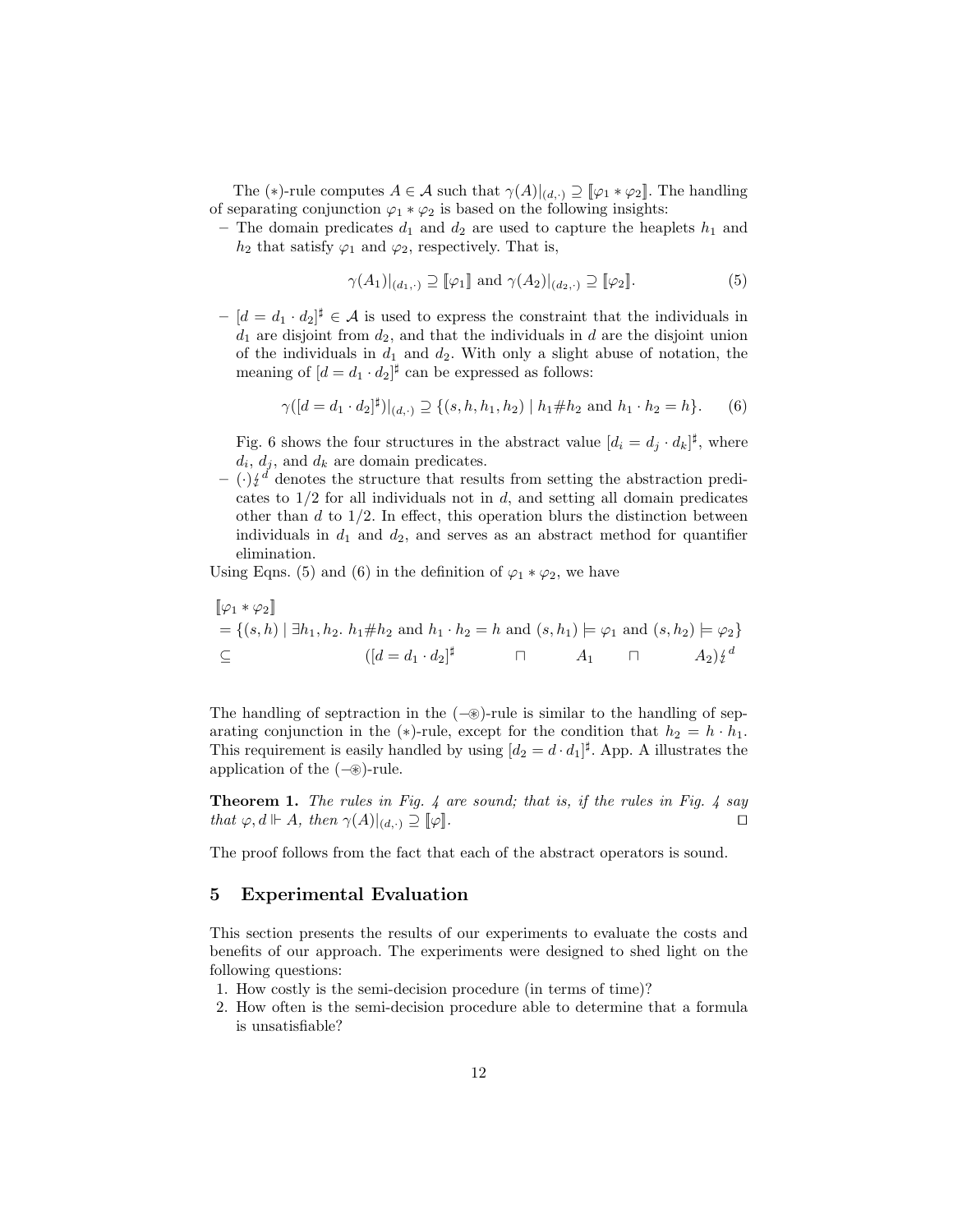The $(*)$-rule computes $A \in \mathcal{A}$ such that $\gamma(A)|_{(d,\cdot)} \supseteq [\![\varphi_1 * \varphi_2]\!]$. The handling of separating conjunction $\varphi_1 * \varphi_2$ is based on the following insights:

– The domain predicates $d_1$ and $d_2$ are used to capture the heaplets $h_1$ and $h_2$ that satisfy $\varphi_1$ and $\varphi_2$, respectively. That is,

$$\gamma(A_1)|_{(d_1,\cdot)} \supseteq [\![\varphi_1]\!] \text{ and } \gamma(A_2)|_{(d_2,\cdot)} \supseteq [\![\varphi_2]\!]. \tag{5}$$

– $[d = d_1 \cdot d_2]^\sharp \in \mathcal{A}$ is used to express the constraint that the individuals in $d_1$ are disjoint from $d_2$, and that the individuals in $d$ are the disjoint union of the individuals in $d_1$ and $d_2$. With only a slight abuse of notation, the meaning of $[d = d_1 \cdot d_2]^\sharp$ can be expressed as follows:

$$\gamma([d = d_1 \cdot d_2]^\sharp)|_{(d,\cdot)} \supseteq \{(s, h, h_1, h_2) \mid h_1 \# h_2 \text{ and } h_1 \cdot h_2 = h\}. \tag{6}$$

Fig. 6 shows the four structures in the abstract value $[d_i = d_j \cdot d_k]^\sharp$, where $d_i$, $d_j$, and $d_k$ are domain predicates.

– $(\cdot)\lightning^d$ denotes the structure that results from setting the abstraction predicates to 1/2 for all individuals not in $d$, and setting all domain predicates other than $d$ to 1/2. In effect, this operation blurs the distinction between individuals in $d_1$ and $d_2$, and serves as an abstract method for quantifier elimination.

Using Eqns. (5) and (6) in the definition of $\varphi_1 * \varphi_2$, we have

$$\begin{aligned}
&[\![\varphi_1 * \varphi_2]\!] \\
&= \{(s, h) \mid \exists h_1, h_2.\ h_1 \# h_2 \text{ and } h_1 \cdot h_2 = h \text{ and } (s, h_1) \models \varphi_1 \text{ and } (s, h_2) \models \varphi_2\} \\
&\subseteq \qquad\qquad ([d = d_1 \cdot d_2]^\sharp \qquad \sqcap \qquad A_1 \qquad \sqcap \qquad A_2)\lightning^d
\end{aligned}$$

The handling of septraction in the $(-\circledast)$-rule is similar to the handling of separating conjunction in the $(*)$-rule, except for the condition that $h_2 = h \cdot h_1$. This requirement is easily handled by using $[d_2 = d \cdot d_1]^\sharp$. App. A illustrates the application of the $(-\circledast)$-rule.

**Theorem 1.** *The rules in Fig. 4 are sound; that is, if the rules in Fig. 4 say that $\varphi, d \Vdash A$, then $\gamma(A)|_{(d,\cdot)} \supseteq [\![\varphi]\!]$.* ◻

The proof follows from the fact that each of the abstract operators is sound.

## 5 Experimental Evaluation

This section presents the results of our experiments to evaluate the costs and benefits of our approach. The experiments were designed to shed light on the following questions:

1. How costly is the semi-decision procedure (in terms of time)?
2. How often is the semi-decision procedure able to determine that a formula is unsatisfiable?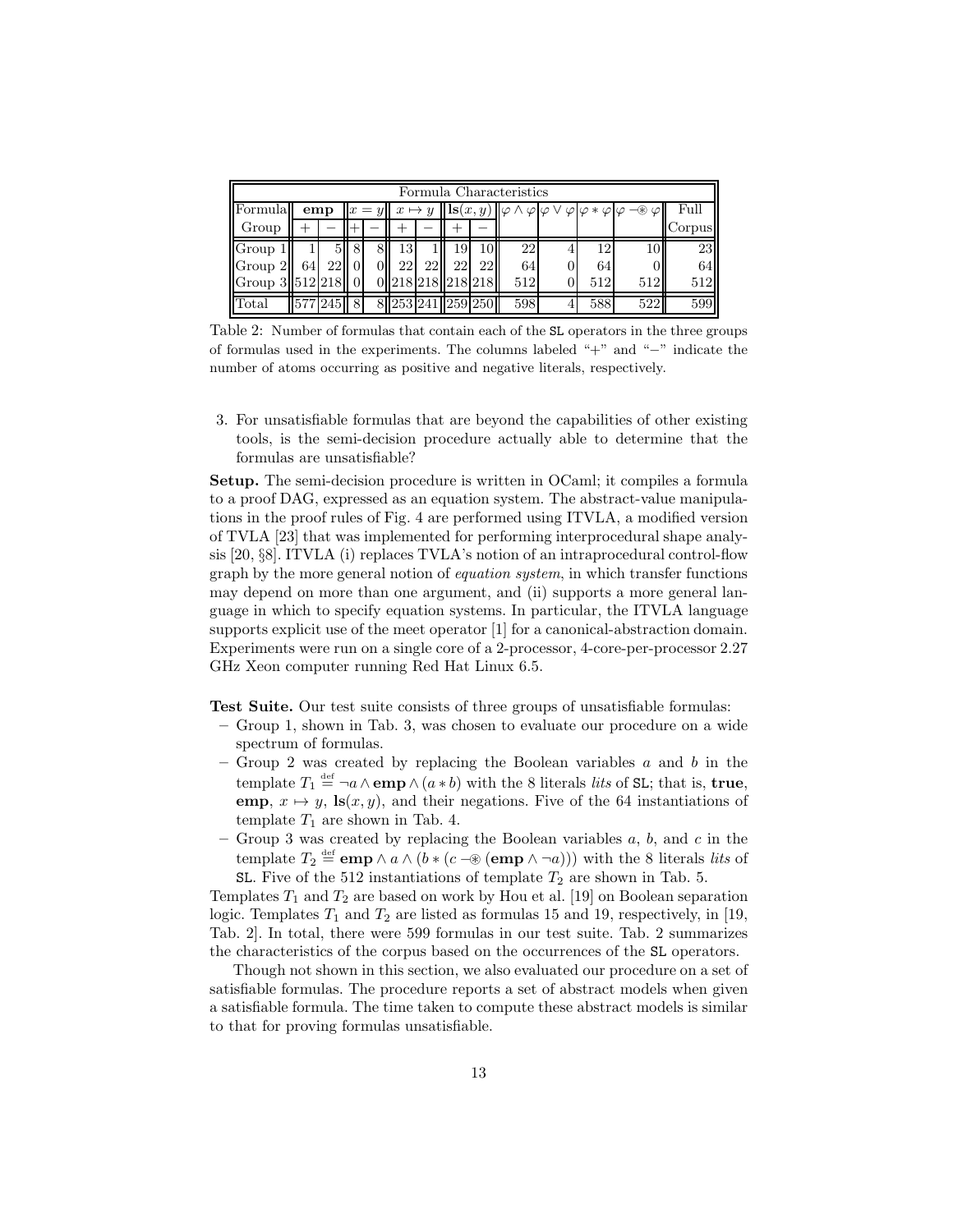| Formula Characteristics | | | | | | | | | | | | | | |
|---|---|---|---|---|---|---|---|---|---|---|---|---|---|---|
| Formula Group | **emp** | | $x = y$ | | $x \mapsto y$ | | $\mathbf{ls}(x, y)$ | | $\varphi \wedge \varphi$ | $\varphi \vee \varphi$ | $\varphi * \varphi$ | $\varphi -\!\circledast\, \varphi$ | Full Corpus |
| | $+$ | $-$ | $+$ | $-$ | $+$ | $-$ | $+$ | $-$ | | | | | |
| Group 1 | 1 | 5 | 8 | 8 | 13 | 1 | 19 | 10 | 22 | 4 | 12 | 10 | 23 |
| Group 2 | 64 | 22 | 0 | 0 | 22 | 22 | 22 | 22 | 64 | 0 | 64 | 0 | 64 |
| Group 3 | 512 | 218 | 0 | 0 | 218 | 218 | 218 | 218 | 512 | 0 | 512 | 512 | 512 |
| Total | 577 | 245 | 8 | 8 | 253 | 241 | 259 | 250 | 598 | 4 | 588 | 522 | 599 |

Table 2: Number of formulas that contain each of the SL operators in the three groups of formulas used in the experiments. The columns labeled "+" and "−" indicate the number of atoms occurring as positive and negative literals, respectively.

3. For unsatisfiable formulas that are beyond the capabilities of other existing tools, is the semi-decision procedure actually able to determine that the formulas are unsatisfiable?

**Setup.** The semi-decision procedure is written in OCaml; it compiles a formula to a proof DAG, expressed as an equation system. The abstract-value manipulations in the proof rules of Fig. 4 are performed using ITVLA, a modified version of TVLA [23] that was implemented for performing interprocedural shape analysis [20, §8]. ITVLA (i) replaces TVLA's notion of an intraprocedural control-flow graph by the more general notion of *equation system*, in which transfer functions may depend on more than one argument, and (ii) supports a more general language in which to specify equation systems. In particular, the ITVLA language supports explicit use of the meet operator [1] for a canonical-abstraction domain. Experiments were run on a single core of a 2-processor, 4-core-per-processor 2.27 GHz Xeon computer running Red Hat Linux 6.5.

**Test Suite.** Our test suite consists of three groups of unsatisfiable formulas:

- Group 1, shown in Tab. 3, was chosen to evaluate our procedure on a wide spectrum of formulas.
- Group 2 was created by replacing the Boolean variables $a$ and $b$ in the template $T_1 \stackrel{\text{def}}{=} \neg a \wedge \mathbf{emp} \wedge (a * b)$ with the 8 literals *lits* of SL; that is, **true**, **emp**, $x \mapsto y$, $\mathbf{ls}(x, y)$, and their negations. Five of the 64 instantiations of template $T_1$ are shown in Tab. 4.
- Group 3 was created by replacing the Boolean variables $a$, $b$, and $c$ in the template $T_2 \stackrel{\text{def}}{=} \mathbf{emp} \wedge a \wedge (b * (c -\!\circledast (\mathbf{emp} \wedge \neg a)))$ with the 8 literals *lits* of SL. Five of the 512 instantiations of template $T_2$ are shown in Tab. 5.

Templates $T_1$ and $T_2$ are based on work by Hou et al. [19] on Boolean separation logic. Templates $T_1$ and $T_2$ are listed as formulas 15 and 19, respectively, in [19, Tab. 2]. In total, there were 599 formulas in our test suite. Tab. 2 summarizes the characteristics of the corpus based on the occurrences of the SL operators.

Though not shown in this section, we also evaluated our procedure on a set of satisfiable formulas. The procedure reports a set of abstract models when given a satisfiable formula. The time taken to compute these abstract models is similar to that for proving formulas unsatisfiable.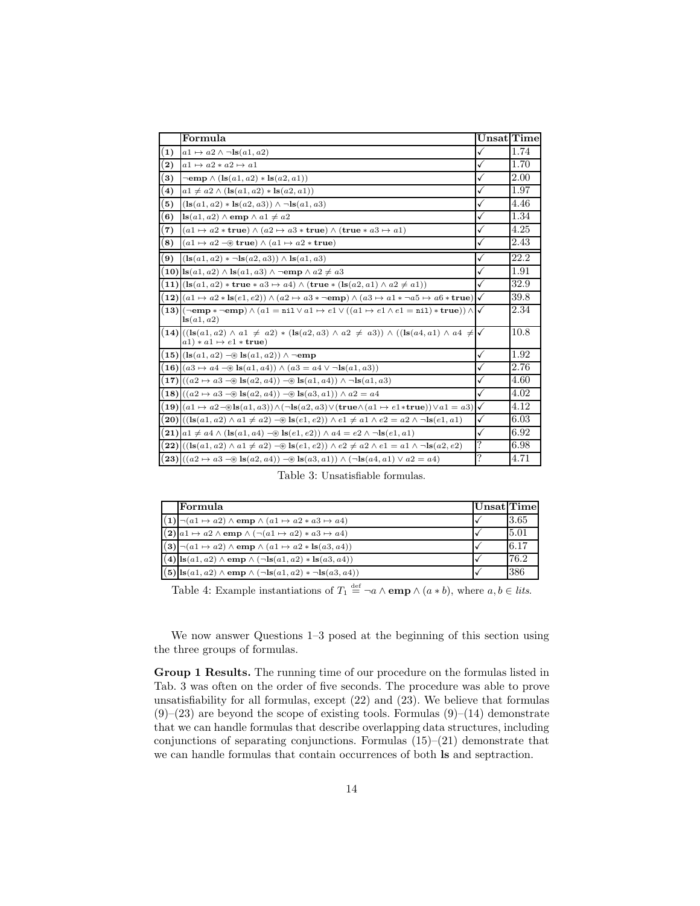|  | Formula | Unsat | Time |
|---|---|---|---|
| **(1)** | $a1 \mapsto a2 \wedge \neg\mathbf{ls}(a1, a2)$ | ✓ | 1.74 |
| **(2)** | $a1 \mapsto a2 * a2 \mapsto a1$ | ✓ | 1.70 |
| **(3)** | $\neg\mathbf{emp} \wedge (\mathbf{ls}(a1, a2) * \mathbf{ls}(a2, a1))$ | ✓ | 2.00 |
| **(4)** | $a1 \neq a2 \wedge (\mathbf{ls}(a1, a2) * \mathbf{ls}(a2, a1))$ | ✓ | 1.97 |
| **(5)** | $(\mathbf{ls}(a1, a2) * \mathbf{ls}(a2, a3)) \wedge \neg\mathbf{ls}(a1, a3)$ | ✓ | 4.46 |
| **(6)** | $\mathbf{ls}(a1, a2) \wedge \mathbf{emp} \wedge a1 \neq a2$ | ✓ | 1.34 |
| **(7)** | $(a1 \mapsto a2 * \mathbf{true}) \wedge (a2 \mapsto a3 * \mathbf{true}) \wedge (\mathbf{true} * a3 \mapsto a1)$ | ✓ | 4.25 |
| **(8)** | $(a1 \mapsto a2 -\!\circledast\, \mathbf{true}) \wedge (a1 \mapsto a2 * \mathbf{true})$ | ✓ | 2.43 |
| **(9)** | $(\mathbf{ls}(a1, a2) * \neg\mathbf{ls}(a2, a3)) \wedge \mathbf{ls}(a1, a3)$ | ✓ | 22.2 |
| **(10)** | $\mathbf{ls}(a1, a2) \wedge \mathbf{ls}(a1, a3) \wedge \neg\mathbf{emp} \wedge a2 \neq a3$ | ✓ | 1.91 |
| **(11)** | $(\mathbf{ls}(a1, a2) * \mathbf{true} * a3 \mapsto a4) \wedge (\mathbf{true} * (\mathbf{ls}(a2, a1) \wedge a2 \neq a1))$ | ✓ | 32.9 |
| **(12)** | $(a1 \mapsto a2 * \mathbf{ls}(e1, e2)) \wedge (a2 \mapsto a3 * \neg\mathbf{emp}) \wedge (a3 \mapsto a1 * \neg a5 \mapsto a6 * \mathbf{true})$ | ✓ | 39.8 |
| **(13)** | $(\neg\mathbf{emp} * \neg\mathbf{emp}) \wedge (a1 = \mathtt{nil} \vee a1 \mapsto e1 \vee ((a1 \mapsto e1 \wedge e1 = \mathtt{nil}) * \mathbf{true})) \wedge \mathbf{ls}(a1, a2)$ | ✓ | 2.34 |
| **(14)** | $((\mathbf{ls}(a1, a2) \wedge a1 \neq a2) * (\mathbf{ls}(a2, a3) \wedge a2 \neq a3)) \wedge ((\mathbf{ls}(a4, a1) \wedge a4 \neq a1) * a1 \mapsto e1 * \mathbf{true})$ | ✓ | 10.8 |
| **(15)** | $(\mathbf{ls}(a1, a2) -\!\circledast\, \mathbf{ls}(a1, a2)) \wedge \neg\mathbf{emp}$ | ✓ | 1.92 |
| **(16)** | $(a3 \mapsto a4 -\!\circledast\, \mathbf{ls}(a1, a4)) \wedge (a3 = a4 \vee \neg\mathbf{ls}(a1, a3))$ | ✓ | 2.76 |
| **(17)** | $((a2 \mapsto a3 -\!\circledast\, \mathbf{ls}(a2, a4)) -\!\circledast\, \mathbf{ls}(a1, a4)) \wedge \neg\mathbf{ls}(a1, a3)$ | ✓ | 4.60 |
| **(18)** | $((a2 \mapsto a3 -\!\circledast\, \mathbf{ls}(a2, a4)) -\!\circledast\, \mathbf{ls}(a3, a1)) \wedge a2 = a4$ | ✓ | 4.02 |
| **(19)** | $(a1 \mapsto a2 -\!\circledast\, \mathbf{ls}(a1, a3)) \wedge (\neg\mathbf{ls}(a2, a3) \vee (\mathbf{true} \wedge (a1 \mapsto e1 * \mathbf{true})) \vee a1 = a3)$ | ✓ | 4.12 |
| **(20)** | $((\mathbf{ls}(a1, a2) \wedge a1 \neq a2) -\!\circledast\, \mathbf{ls}(e1, e2)) \wedge e1 \neq a1 \wedge e2 = a2 \wedge \neg\mathbf{ls}(e1, a1)$ | ✓ | 6.03 |
| **(21)** | $a1 \neq a4 \wedge (\mathbf{ls}(a1, a4) -\!\circledast\, \mathbf{ls}(e1, e2)) \wedge a4 = e2 \wedge \neg\mathbf{ls}(e1, a1)$ | ✓ | 6.92 |
| **(22)** | $((\mathbf{ls}(a1, a2) \wedge a1 \neq a2) -\!\circledast\, \mathbf{ls}(e1, e2)) \wedge e2 \neq a2 \wedge e1 = a1 \wedge \neg\mathbf{ls}(a2, e2)$ | ? | 6.98 |
| **(23)** | $((a2 \mapsto a3 -\!\circledast\, \mathbf{ls}(a2, a4)) -\!\circledast\, \mathbf{ls}(a3, a1)) \wedge (\neg\mathbf{ls}(a4, a1) \vee a2 = a4)$ | ? | 4.71 |

Table 3: Unsatisfiable formulas.

|  | Formula | Unsat | Time |
|---|---|---|---|
| **(1)** | $\neg(a1 \mapsto a2) \wedge \mathbf{emp} \wedge (a1 \mapsto a2 * a3 \mapsto a4)$ | ✓ | 3.65 |
| **(2)** | $a1 \mapsto a2 \wedge \mathbf{emp} \wedge (\neg(a1 \mapsto a2) * a3 \mapsto a4)$ | ✓ | 5.01 |
| **(3)** | $\neg(a1 \mapsto a2) \wedge \mathbf{emp} \wedge (a1 \mapsto a2 * \mathbf{ls}(a3, a4))$ | ✓ | 6.17 |
| **(4)** | $\mathbf{ls}(a1, a2) \wedge \mathbf{emp} \wedge (\neg\mathbf{ls}(a1, a2) * \mathbf{ls}(a3, a4))$ | ✓ | 76.2 |
| **(5)** | $\mathbf{ls}(a1, a2) \wedge \mathbf{emp} \wedge (\neg\mathbf{ls}(a1, a2) * \neg\mathbf{ls}(a3, a4))$ | ✓ | 386 |

Table 4: Example instantiations of $T_1 \stackrel{\text{def}}{=} \neg a \wedge \mathbf{emp} \wedge (a * b)$, where $a, b \in \mathit{lits}$.

We now answer Questions 1–3 posed at the beginning of this section using the three groups of formulas.

**Group 1 Results.** The running time of our procedure on the formulas listed in Tab. 3 was often on the order of five seconds. The procedure was able to prove unsatisfiability for all formulas, except (22) and (23). We believe that formulas (9)–(23) are beyond the scope of existing tools. Formulas (9)–(14) demonstrate that we can handle formulas that describe overlapping data structures, including conjunctions of separating conjunctions. Formulas (15)–(21) demonstrate that we can handle formulas that contain occurrences of both **ls** and septraction.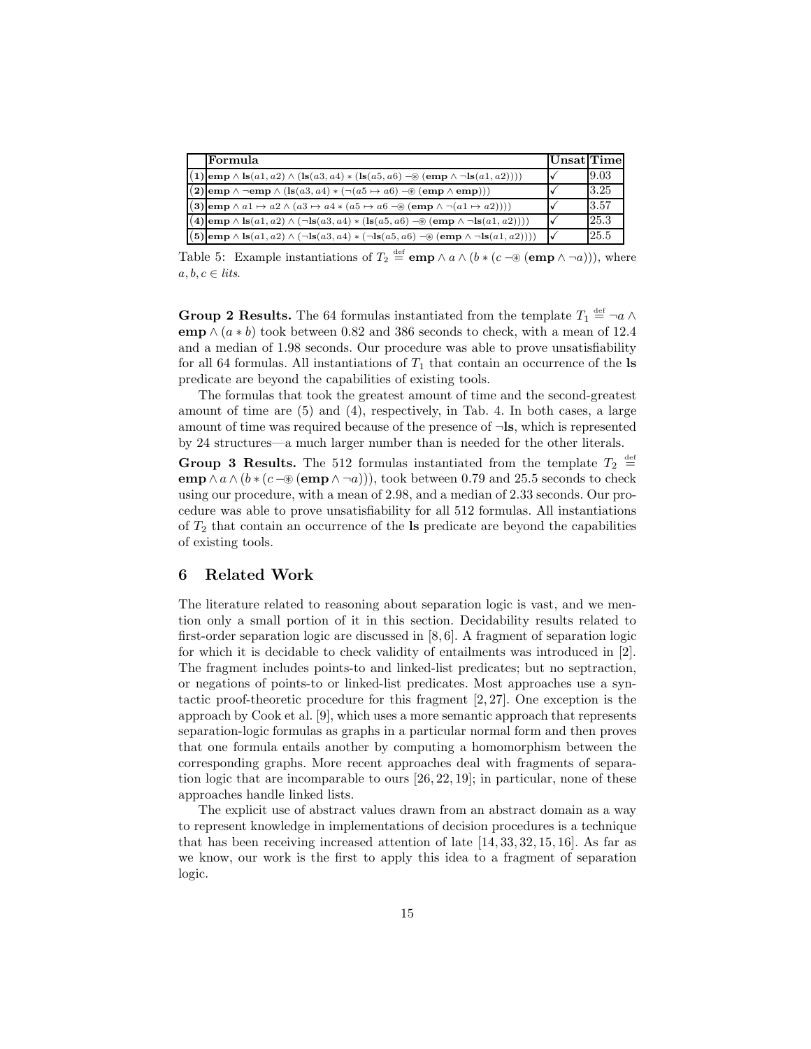|  | Formula | Unsat | Time |
|---|---|---|---|
| **(1)** | $\mathbf{emp} \wedge \mathbf{ls}(a1, a2) \wedge (\mathbf{ls}(a3, a4) * (\mathbf{ls}(a5, a6) -\!\circledast (\mathbf{emp} \wedge \neg \mathbf{ls}(a1, a2))))$ | ✓ | 9.03 |
| **(2)** | $\mathbf{emp} \wedge \neg \mathbf{emp} \wedge (\mathbf{ls}(a3, a4) * (\neg(a5 \mapsto a6) -\!\circledast (\mathbf{emp} \wedge \mathbf{emp})))$ | ✓ | 3.25 |
| **(3)** | $\mathbf{emp} \wedge a1 \mapsto a2 \wedge (a3 \mapsto a4 * (a5 \mapsto a6 -\!\circledast (\mathbf{emp} \wedge \neg(a1 \mapsto a2))))$ | ✓ | 3.57 |
| **(4)** | $\mathbf{emp} \wedge \mathbf{ls}(a1, a2) \wedge (\neg \mathbf{ls}(a3, a4) * (\mathbf{ls}(a5, a6) -\!\circledast (\mathbf{emp} \wedge \neg \mathbf{ls}(a1, a2))))$ | ✓ | 25.3 |
| **(5)** | $\mathbf{emp} \wedge \mathbf{ls}(a1, a2) \wedge (\neg \mathbf{ls}(a3, a4) * (\neg \mathbf{ls}(a5, a6) -\!\circledast (\mathbf{emp} \wedge \neg \mathbf{ls}(a1, a2))))$ | ✓ | 25.5 |

Table 5: Example instantiations of $T_2 \stackrel{\text{def}}{=} \mathbf{emp} \wedge a \wedge (b * (c -\!\circledast (\mathbf{emp} \wedge \neg a)))$, where $a, b, c \in \mathit{lits}$.

**Group 2 Results.** The 64 formulas instantiated from the template $T_1 \stackrel{\text{def}}{=} \neg a \wedge \mathbf{emp} \wedge (a * b)$ took between 0.82 and 386 seconds to check, with a mean of 12.4 and a median of 1.98 seconds. Our procedure was able to prove unsatisfiability for all 64 formulas. All instantiations of $T_1$ that contain an occurrence of the **ls** predicate are beyond the capabilities of existing tools.

The formulas that took the greatest amount of time and the second-greatest amount of time are (5) and (4), respectively, in Tab. 4. In both cases, a large amount of time was required because of the presence of $\neg$**ls**, which is represented by 24 structures—a much larger number than is needed for the other literals.

**Group 3 Results.** The 512 formulas instantiated from the template $T_2 \stackrel{\text{def}}{=} \mathbf{emp} \wedge a \wedge (b * (c -\!\circledast (\mathbf{emp} \wedge \neg a)))$, took between 0.79 and 25.5 seconds to check using our procedure, with a mean of 2.98, and a median of 2.33 seconds. Our procedure was able to prove unsatisfiability for all 512 formulas. All instantiations of $T_2$ that contain an occurrence of the **ls** predicate are beyond the capabilities of existing tools.

## 6 Related Work

The literature related to reasoning about separation logic is vast, and we mention only a small portion of it in this section. Decidability results related to first-order separation logic are discussed in [8, 6]. A fragment of separation logic for which it is decidable to check validity of entailments was introduced in [2]. The fragment includes points-to and linked-list predicates; but no septraction, or negations of points-to or linked-list predicates. Most approaches use a syntactic proof-theoretic procedure for this fragment [2, 27]. One exception is the approach by Cook et al. [9], which uses a more semantic approach that represents separation-logic formulas as graphs in a particular normal form and then proves that one formula entails another by computing a homomorphism between the corresponding graphs. More recent approaches deal with fragments of separation logic that are incomparable to ours [26, 22, 19]; in particular, none of these approaches handle linked lists.

The explicit use of abstract values drawn from an abstract domain as a way to represent knowledge in implementations of decision procedures is a technique that has been receiving increased attention of late [14, 33, 32, 15, 16]. As far as we know, our work is the first to apply this idea to a fragment of separation logic.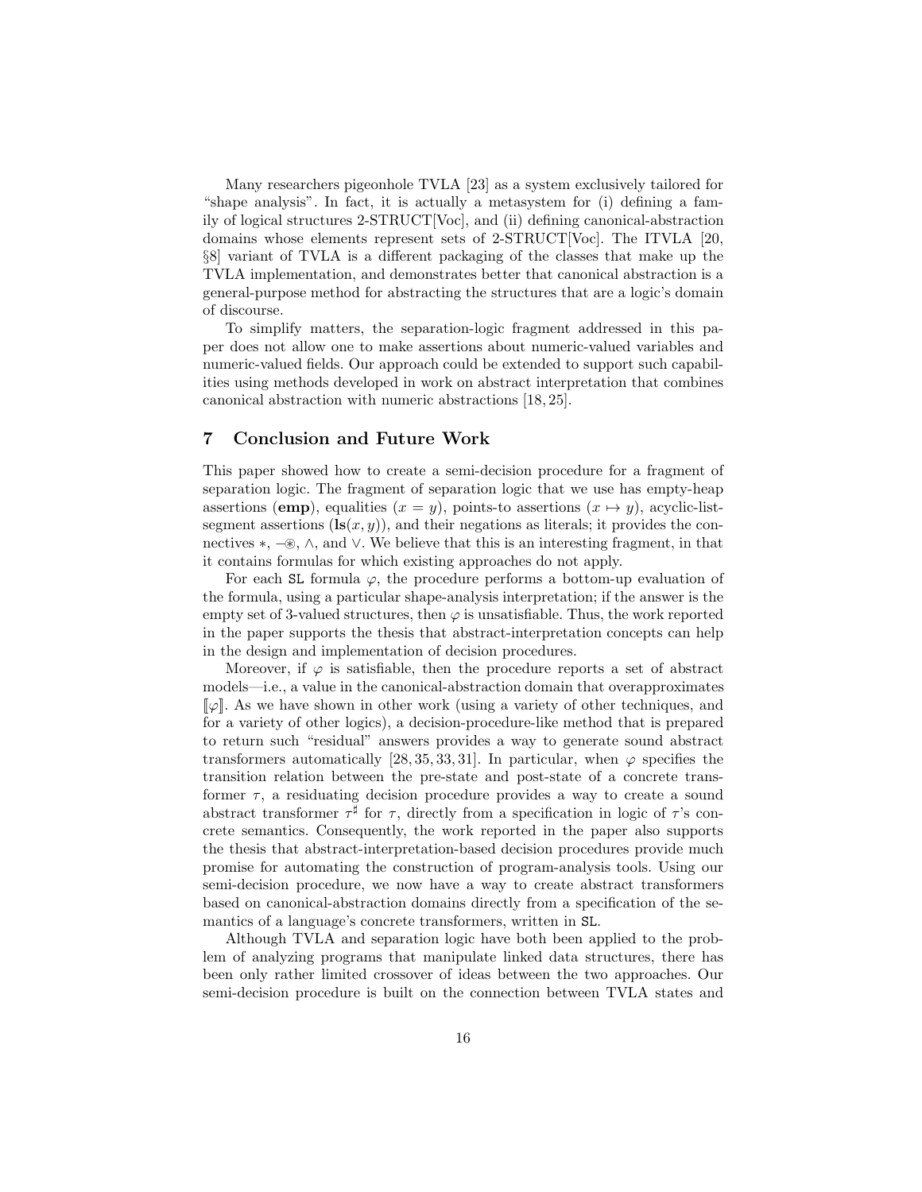Many researchers pigeonhole TVLA [23] as a system exclusively tailored for "shape analysis". In fact, it is actually a metasystem for (i) defining a family of logical structures 2-STRUCT[Voc], and (ii) defining canonical-abstraction domains whose elements represent sets of 2-STRUCT[Voc]. The ITVLA [20, §8] variant of TVLA is a different packaging of the classes that make up the TVLA implementation, and demonstrates better that canonical abstraction is a general-purpose method for abstracting the structures that are a logic's domain of discourse.

To simplify matters, the separation-logic fragment addressed in this paper does not allow one to make assertions about numeric-valued variables and numeric-valued fields. Our approach could be extended to support such capabilities using methods developed in work on abstract interpretation that combines canonical abstraction with numeric abstractions [18, 25].

## 7 Conclusion and Future Work

This paper showed how to create a semi-decision procedure for a fragment of separation logic. The fragment of separation logic that we use has empty-heap assertions (**emp**), equalities ($x = y$), points-to assertions ($x \mapsto y$), acyclic-list-segment assertions ($\mathbf{ls}(x, y)$), and their negations as literals; it provides the connectives $*$, $-\!\circledast$, $\wedge$, and $\vee$. We believe that this is an interesting fragment, in that it contains formulas for which existing approaches do not apply.

For each `SL` formula $\varphi$, the procedure performs a bottom-up evaluation of the formula, using a particular shape-analysis interpretation; if the answer is the empty set of 3-valued structures, then $\varphi$ is unsatisfiable. Thus, the work reported in the paper supports the thesis that abstract-interpretation concepts can help in the design and implementation of decision procedures.

Moreover, if $\varphi$ is satisfiable, then the procedure reports a set of abstract models—i.e., a value in the canonical-abstraction domain that overapproximates $[\![\varphi]\!]$. As we have shown in other work (using a variety of other techniques, and for a variety of other logics), a decision-procedure-like method that is prepared to return such "residual" answers provides a way to generate sound abstract transformers automatically [28, 35, 33, 31]. In particular, when $\varphi$ specifies the transition relation between the pre-state and post-state of a concrete transformer $\tau$, a residuating decision procedure provides a way to create a sound abstract transformer $\tau^\sharp$ for $\tau$, directly from a specification in logic of $\tau$'s concrete semantics. Consequently, the work reported in the paper also supports the thesis that abstract-interpretation-based decision procedures provide much promise for automating the construction of program-analysis tools. Using our semi-decision procedure, we now have a way to create abstract transformers based on canonical-abstraction domains directly from a specification of the semantics of a language's concrete transformers, written in `SL`.

Although TVLA and separation logic have both been applied to the problem of analyzing programs that manipulate linked data structures, there has been only rather limited crossover of ideas between the two approaches. Our semi-decision procedure is built on the connection between TVLA states and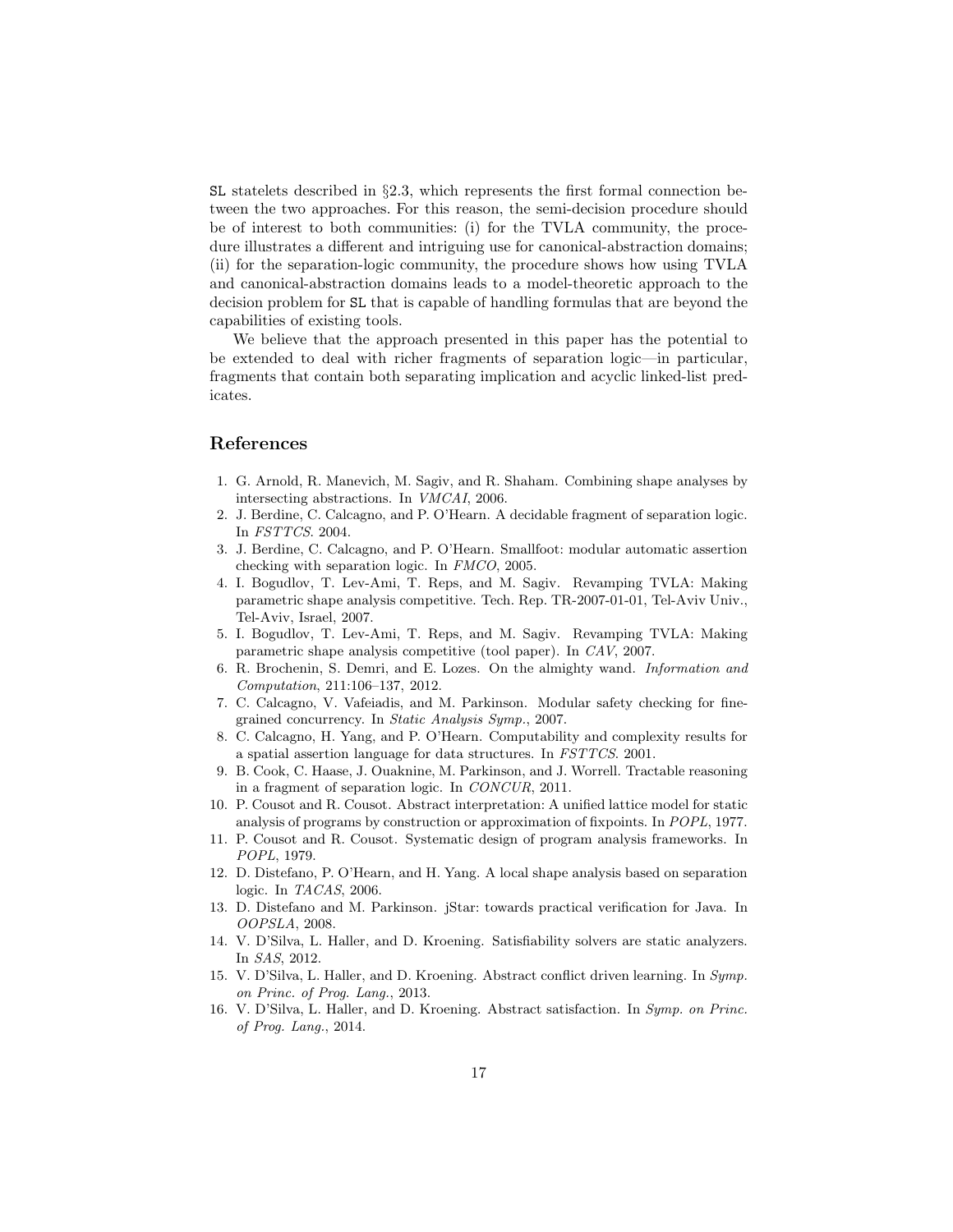SL statelets described in §2.3, which represents the first formal connection between the two approaches. For this reason, the semi-decision procedure should be of interest to both communities: (i) for the TVLA community, the procedure illustrates a different and intriguing use for canonical-abstraction domains; (ii) for the separation-logic community, the procedure shows how using TVLA and canonical-abstraction domains leads to a model-theoretic approach to the decision problem for SL that is capable of handling formulas that are beyond the capabilities of existing tools.

We believe that the approach presented in this paper has the potential to be extended to deal with richer fragments of separation logic—in particular, fragments that contain both separating implication and acyclic linked-list predicates.

## References

1. G. Arnold, R. Manevich, M. Sagiv, and R. Shaham. Combining shape analyses by intersecting abstractions. In *VMCAI*, 2006.
2. J. Berdine, C. Calcagno, and P. O'Hearn. A decidable fragment of separation logic. In *FSTTCS*. 2004.
3. J. Berdine, C. Calcagno, and P. O'Hearn. Smallfoot: modular automatic assertion checking with separation logic. In *FMCO*, 2005.
4. I. Bogudlov, T. Lev-Ami, T. Reps, and M. Sagiv. Revamping TVLA: Making parametric shape analysis competitive. Tech. Rep. TR-2007-01-01, Tel-Aviv Univ., Tel-Aviv, Israel, 2007.
5. I. Bogudlov, T. Lev-Ami, T. Reps, and M. Sagiv. Revamping TVLA: Making parametric shape analysis competitive (tool paper). In *CAV*, 2007.
6. R. Brochenin, S. Demri, and E. Lozes. On the almighty wand. *Information and Computation*, 211:106–137, 2012.
7. C. Calcagno, V. Vafeiadis, and M. Parkinson. Modular safety checking for fine-grained concurrency. In *Static Analysis Symp.*, 2007.
8. C. Calcagno, H. Yang, and P. O'Hearn. Computability and complexity results for a spatial assertion language for data structures. In *FSTTCS*. 2001.
9. B. Cook, C. Haase, J. Ouaknine, M. Parkinson, and J. Worrell. Tractable reasoning in a fragment of separation logic. In *CONCUR*, 2011.
10. P. Cousot and R. Cousot. Abstract interpretation: A unified lattice model for static analysis of programs by construction or approximation of fixpoints. In *POPL*, 1977.
11. P. Cousot and R. Cousot. Systematic design of program analysis frameworks. In *POPL*, 1979.
12. D. Distefano, P. O'Hearn, and H. Yang. A local shape analysis based on separation logic. In *TACAS*, 2006.
13. D. Distefano and M. Parkinson. jStar: towards practical verification for Java. In *OOPSLA*, 2008.
14. V. D'Silva, L. Haller, and D. Kroening. Satisfiability solvers are static analyzers. In *SAS*, 2012.
15. V. D'Silva, L. Haller, and D. Kroening. Abstract conflict driven learning. In *Symp. on Princ. of Prog. Lang.*, 2013.
16. V. D'Silva, L. Haller, and D. Kroening. Abstract satisfaction. In *Symp. on Princ. of Prog. Lang.*, 2014.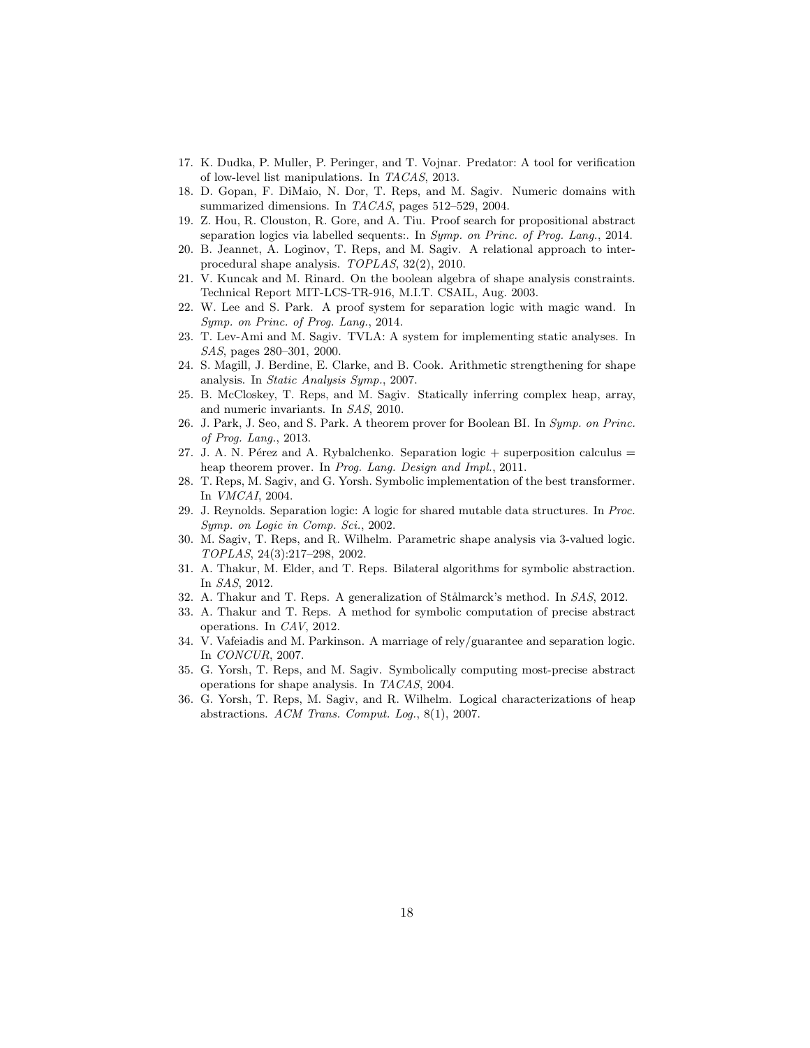17. K. Dudka, P. Muller, P. Peringer, and T. Vojnar. Predator: A tool for verification of low-level list manipulations. In *TACAS*, 2013.
18. D. Gopan, F. DiMaio, N. Dor, T. Reps, and M. Sagiv. Numeric domains with summarized dimensions. In *TACAS*, pages 512–529, 2004.
19. Z. Hou, R. Clouston, R. Gore, and A. Tiu. Proof search for propositional abstract separation logics via labelled sequents:. In *Symp. on Princ. of Prog. Lang.*, 2014.
20. B. Jeannet, A. Loginov, T. Reps, and M. Sagiv. A relational approach to interprocedural shape analysis. *TOPLAS*, 32(2), 2010.
21. V. Kuncak and M. Rinard. On the boolean algebra of shape analysis constraints. Technical Report MIT-LCS-TR-916, M.I.T. CSAIL, Aug. 2003.
22. W. Lee and S. Park. A proof system for separation logic with magic wand. In *Symp. on Princ. of Prog. Lang.*, 2014.
23. T. Lev-Ami and M. Sagiv. TVLA: A system for implementing static analyses. In *SAS*, pages 280–301, 2000.
24. S. Magill, J. Berdine, E. Clarke, and B. Cook. Arithmetic strengthening for shape analysis. In *Static Analysis Symp.*, 2007.
25. B. McCloskey, T. Reps, and M. Sagiv. Statically inferring complex heap, array, and numeric invariants. In *SAS*, 2010.
26. J. Park, J. Seo, and S. Park. A theorem prover for Boolean BI. In *Symp. on Princ. of Prog. Lang.*, 2013.
27. J. A. N. Pérez and A. Rybalchenko. Separation logic + superposition calculus = heap theorem prover. In *Prog. Lang. Design and Impl.*, 2011.
28. T. Reps, M. Sagiv, and G. Yorsh. Symbolic implementation of the best transformer. In *VMCAI*, 2004.
29. J. Reynolds. Separation logic: A logic for shared mutable data structures. In *Proc. Symp. on Logic in Comp. Sci.*, 2002.
30. M. Sagiv, T. Reps, and R. Wilhelm. Parametric shape analysis via 3-valued logic. *TOPLAS*, 24(3):217–298, 2002.
31. A. Thakur, M. Elder, and T. Reps. Bilateral algorithms for symbolic abstraction. In *SAS*, 2012.
32. A. Thakur and T. Reps. A generalization of Stålmarck's method. In *SAS*, 2012.
33. A. Thakur and T. Reps. A method for symbolic computation of precise abstract operations. In *CAV*, 2012.
34. V. Vafeiadis and M. Parkinson. A marriage of rely/guarantee and separation logic. In *CONCUR*, 2007.
35. G. Yorsh, T. Reps, and M. Sagiv. Symbolically computing most-precise abstract operations for shape analysis. In *TACAS*, 2004.
36. G. Yorsh, T. Reps, M. Sagiv, and R. Wilhelm. Logical characterizations of heap abstractions. *ACM Trans. Comput. Log.*, 8(1), 2007.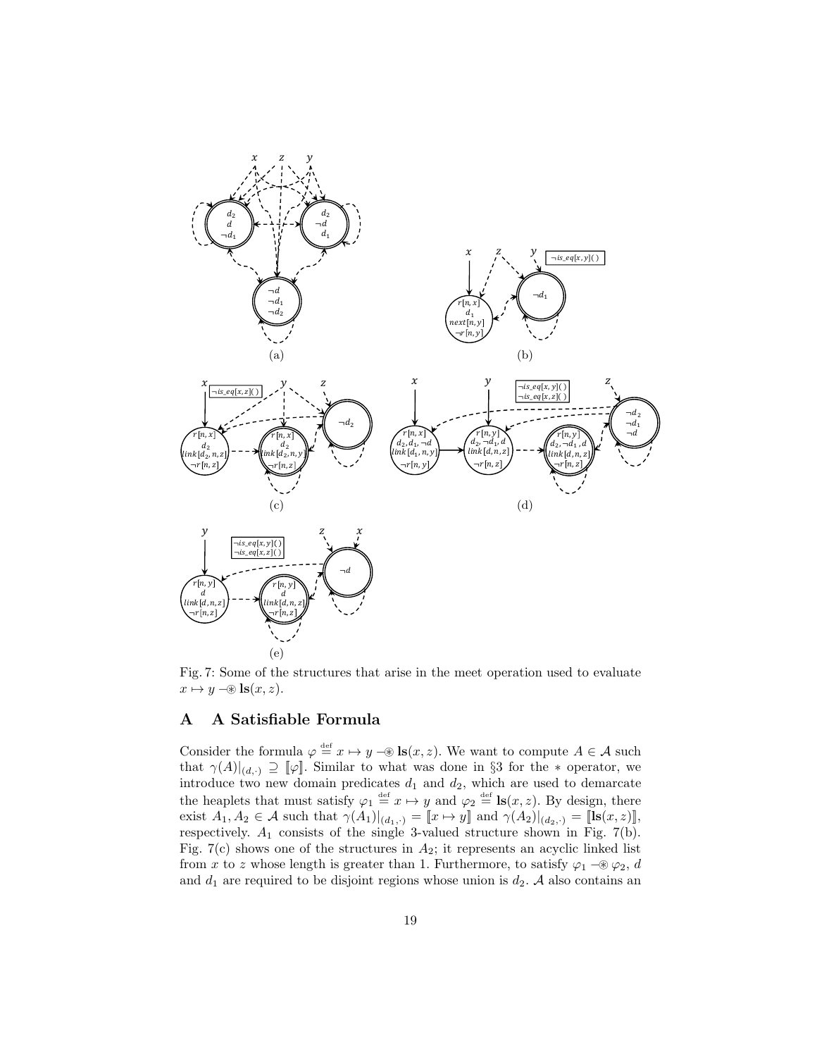Fig. 7: Some of the structures that arise in the meet operation used to evaluate $x \mapsto y \mathrel{-\!\!\circledast} \mathbf{ls}(x, z)$.

## A A Satisfiable Formula

Consider the formula $\varphi \stackrel{\text{def}}{=} x \mapsto y \mathrel{-\!\!\circledast} \mathbf{ls}(x, z)$. We want to compute $A \in \mathcal{A}$ such that $\gamma(A)|_{(d,\cdot)} \supseteq [\![\varphi]\!]$. Similar to what was done in §3 for the $*$ operator, we introduce two new domain predicates $d_1$ and $d_2$, which are used to demarcate the heaplets that must satisfy $\varphi_1 \stackrel{\text{def}}{=} x \mapsto y$ and $\varphi_2 \stackrel{\text{def}}{=} \mathbf{ls}(x, z)$. By design, there exist $A_1, A_2 \in \mathcal{A}$ such that $\gamma(A_1)|_{(d_1,\cdot)} = [\![x \mapsto y]\!]$ and $\gamma(A_2)|_{(d_2,\cdot)} = [\![\mathbf{ls}(x, z)]\!]$, respectively. $A_1$ consists of the single 3-valued structure shown in Fig. 7(b). Fig. 7(c) shows one of the structures in $A_2$; it represents an acyclic linked list from $x$ to $z$ whose length is greater than 1. Furthermore, to satisfy $\varphi_1 \mathrel{-\!\!\circledast} \varphi_2$, $d$ and $d_1$ are required to be disjoint regions whose union is $d_2$. $\mathcal{A}$ also contains an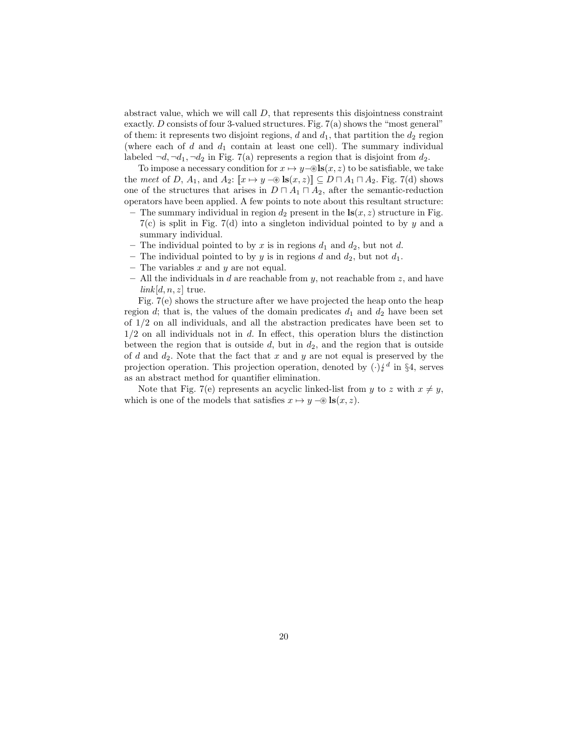abstract value, which we will call $D$, that represents this disjointness constraint exactly. $D$ consists of four 3-valued structures. Fig. 7(a) shows the "most general" of them: it represents two disjoint regions, $d$ and $d_1$, that partition the $d_2$ region (where each of $d$ and $d_1$ contain at least one cell). The summary individual labeled $\neg d, \neg d_1, \neg d_2$ in Fig. 7(a) represents a region that is disjoint from $d_2$.

To impose a necessary condition for $x \mapsto y \mathrel{-\!\!\circledast} \mathbf{ls}(x, z)$ to be satisfiable, we take the *meet* of $D$, $A_1$, and $A_2$: $[\![x \mapsto y \mathrel{-\!\!\circledast} \mathbf{ls}(x, z)]\!] \subseteq D \sqcap A_1 \sqcap A_2$. Fig. 7(d) shows one of the structures that arises in $D \sqcap A_1 \sqcap A_2$, after the semantic-reduction operators have been applied. A few points to note about this resultant structure:

- The summary individual in region $d_2$ present in the $\mathbf{ls}(x, z)$ structure in Fig. 7(c) is split in Fig. 7(d) into a singleton individual pointed to by $y$ and a summary individual.
- The individual pointed to by $x$ is in regions $d_1$ and $d_2$, but not $d$.
- The individual pointed to by $y$ is in regions $d$ and $d_2$, but not $d_1$.
- The variables $x$ and $y$ are not equal.
- All the individuals in $d$ are reachable from $y$, not reachable from $z$, and have $link[d, n, z]$ true.

Fig. 7(e) shows the structure after we have projected the heap onto the heap region $d$; that is, the values of the domain predicates $d_1$ and $d_2$ have been set of 1/2 on all individuals, and all the abstraction predicates have been set to 1/2 on all individuals not in $d$. In effect, this operation blurs the distinction between the region that is outside $d$, but in $d_2$, and the region that is outside of $d$ and $d_2$. Note that the fact that $x$ and $y$ are not equal is preserved by the projection operation. This projection operation, denoted by $(\cdot)\lightning^{d}$ in §4, serves as an abstract method for quantifier elimination.

Note that Fig. 7(e) represents an acyclic linked-list from $y$ to $z$ with $x \neq y$, which is one of the models that satisfies $x \mapsto y \mathrel{-\!\!\circledast} \mathbf{ls}(x, z)$.